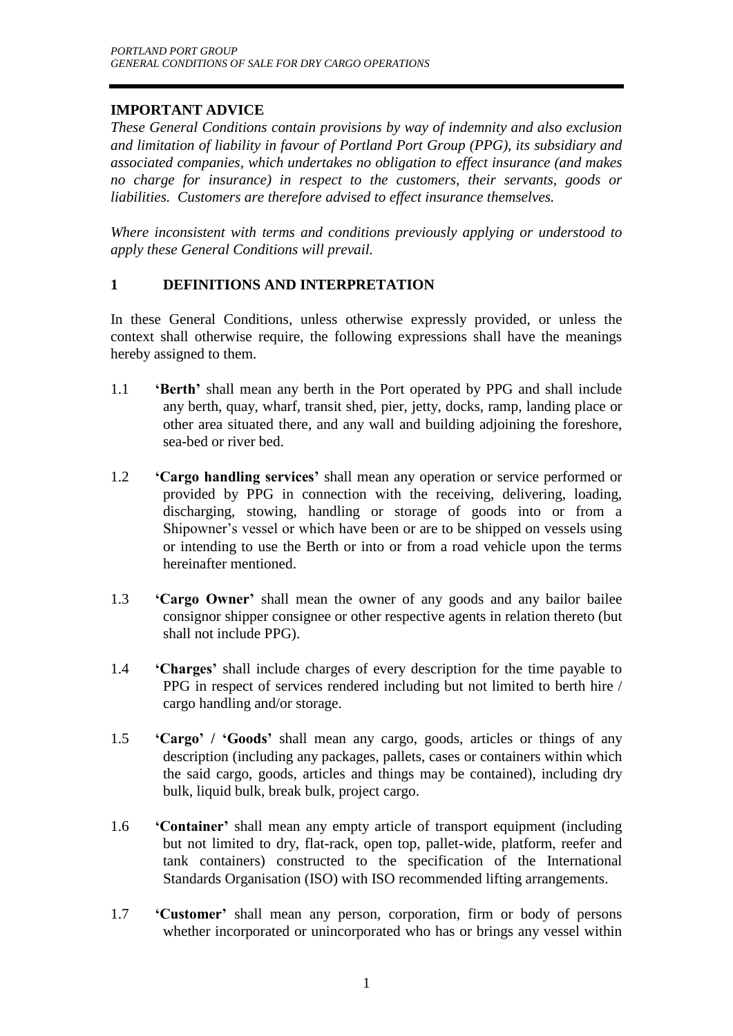## IMPORTANT ADVICE

*These General Conditions contain provisions by way of indemnity and also exclusion and limitation of liability in favour of Portland Port Group (PPG), its subsidiary and associated companies, which undertakes no obligation to effect insurance (and makes no charge for insurance) in respect to the customers, their servants, goods or liabilities. Customers are therefore advised to effect insurance themselves.*

*Where inconsistent with terms and conditions previously applying or understood to apply these General Conditions will prevail.*

## 1 DEFINITIONS AND INTERPRETATION

In these General Conditions, unless otherwise expressly provided, or unless the context shall otherwise require, the following expressions shall have the meanings hereby assigned to them.

1.1 **'Berth'** shall mean any berth in the Port operated by PPG and shall include any berth, quay, wharf, transit shed, pier, jetty, docks, ramp, landing place or other area situated there, and any wall and building adjoining the foreshore, sea-bed or river bed.

1.2 **'Cargo handling services'** shall mean any operation or service performed or provided by PPG in connection with the receiving, delivering, loading, discharging, stowing, handling or storage of goods into or from a Shipowner's vessel or which have been or are to be shipped on vessels using or intending to use the Berth or into or from a road vehicle upon the terms hereinafter mentioned.

1.3 **'Cargo Owner'** shall mean the owner of any goods and any bailor bailee consignor shipper consignee or other respective agents in relation thereto (but shall not include PPG).

1.4 **'Charges'** shall include charges of every description for the time payable to PPG in respect of services rendered including but not limited to berth hire / cargo handling and/or storage.

1.5 **'Cargo' / 'Goods'** shall mean any cargo, goods, articles or things of any description (including any packages, pallets, cases or containers within which the said cargo, goods, articles and things may be contained), including dry bulk, liquid bulk, break bulk, project cargo.

1.6 **'Container'** shall mean any empty article of transport equipment (including but not limited to dry, flat-rack, open top, pallet-wide, platform, reefer and tank containers) constructed to the specification of the International Standards Organisation (ISO) with ISO recommended lifting arrangements.

1.7 **'Customer'** shall mean any person, corporation, firm or body of persons whether incorporated or unincorporated who has or brings any vessel within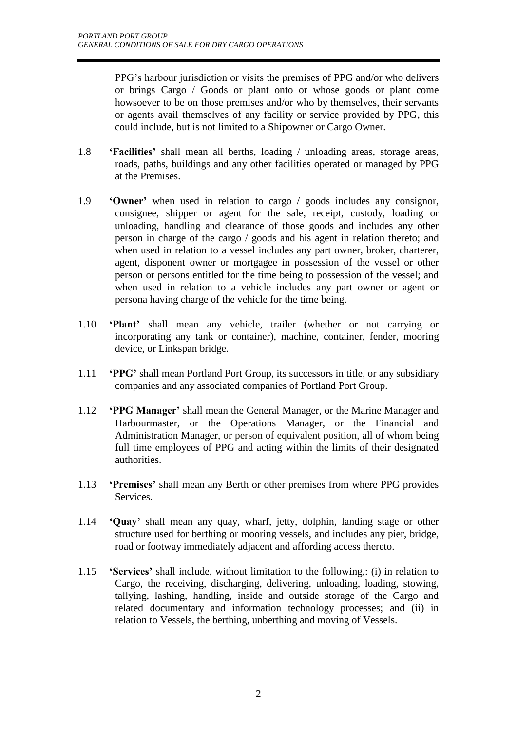PPG's harbour jurisdiction or visits the premises of PPG and/or who delivers or brings Cargo / Goods or plant onto or whose goods or plant come howsoever to be on those premises and/or who by themselves, their servants or agents avail themselves of any facility or service provided by PPG, this could include, but is not limited to a Shipowner or Cargo Owner.

1.8 **'Facilities'** shall mean all berths, loading / unloading areas, storage areas, roads, paths, buildings and any other facilities operated or managed by PPG at the Premises.

1.9 **'Owner'** when used in relation to cargo / goods includes any consignor, consignee, shipper or agent for the sale, receipt, custody, loading or unloading, handling and clearance of those goods and includes any other person in charge of the cargo / goods and his agent in relation thereto; and when used in relation to a vessel includes any part owner, broker, charterer, agent, disponent owner or mortgagee in possession of the vessel or other person or persons entitled for the time being to possession of the vessel; and when used in relation to a vehicle includes any part owner or agent or persona having charge of the vehicle for the time being.

1.10 **'Plant'** shall mean any vehicle, trailer (whether or not carrying or incorporating any tank or container), machine, container, fender, mooring device, or Linkspan bridge.

1.11 **'PPG'** shall mean Portland Port Group, its successors in title, or any subsidiary companies and any associated companies of Portland Port Group.

1.12 **'PPG Manager'** shall mean the General Manager, or the Marine Manager and Harbourmaster, or the Operations Manager, or the Financial and Administration Manager, or person of equivalent position, all of whom being full time employees of PPG and acting within the limits of their designated authorities.

1.13 **'Premises'** shall mean any Berth or other premises from where PPG provides Services.

1.14 **'Quay'** shall mean any quay, wharf, jetty, dolphin, landing stage or other structure used for berthing or mooring vessels, and includes any pier, bridge, road or footway immediately adjacent and affording access thereto.

1.15 **'Services'** shall include, without limitation to the following,: (i) in relation to Cargo, the receiving, discharging, delivering, unloading, loading, stowing, tallying, lashing, handling, inside and outside storage of the Cargo and related documentary and information technology processes; and (ii) in relation to Vessels, the berthing, unberthing and moving of Vessels.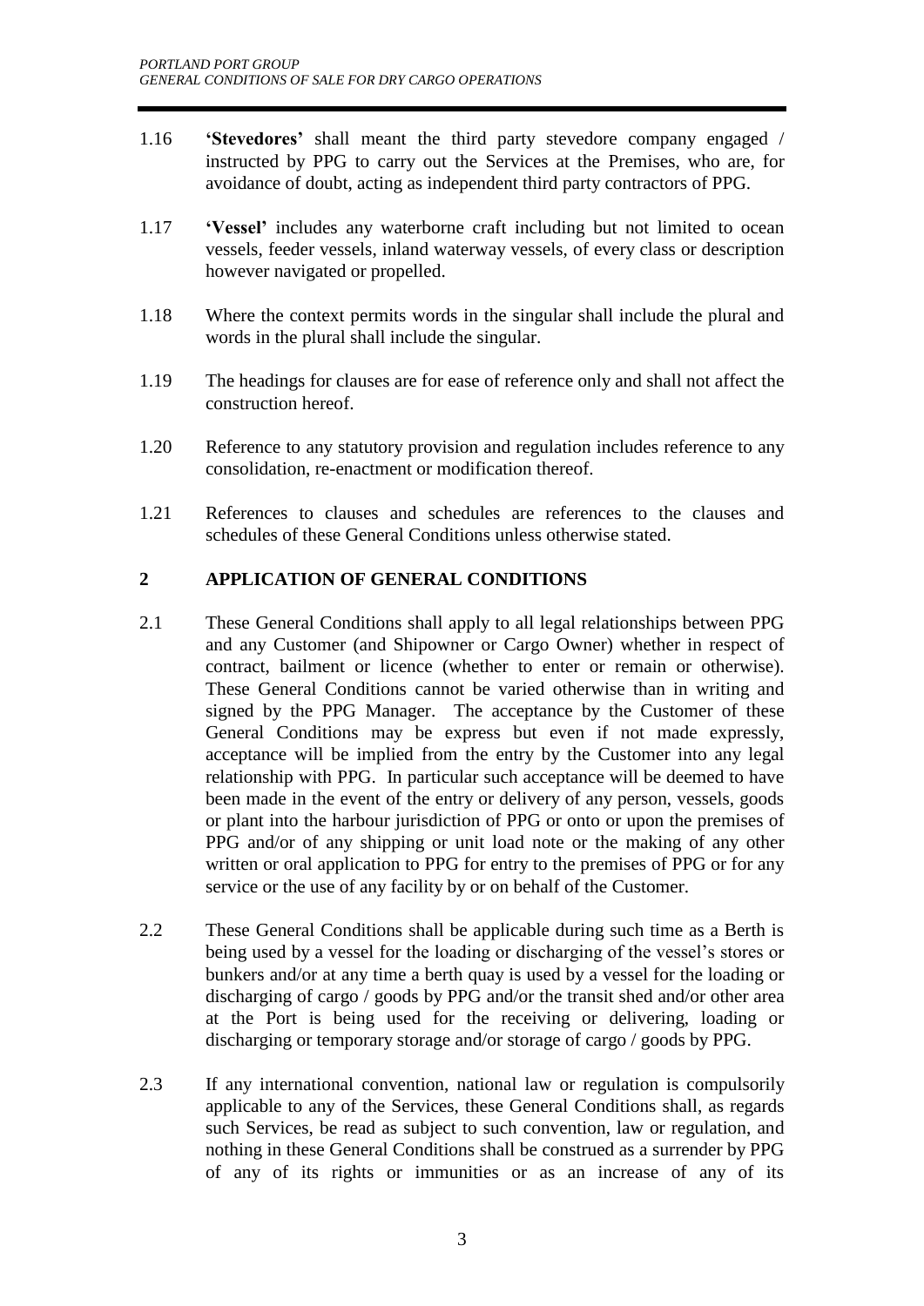1.16 **'Stevedores'** shall meant the third party stevedore company engaged / instructed by PPG to carry out the Services at the Premises, who are, for avoidance of doubt, acting as independent third party contractors of PPG.

1.17 **'Vessel'** includes any waterborne craft including but not limited to ocean vessels, feeder vessels, inland waterway vessels, of every class or description however navigated or propelled.

1.18 Where the context permits words in the singular shall include the plural and words in the plural shall include the singular.

1.19 The headings for clauses are for ease of reference only and shall not affect the construction hereof.

1.20 Reference to any statutory provision and regulation includes reference to any consolidation, re-enactment or modification thereof.

1.21 References to clauses and schedules are references to the clauses and schedules of these General Conditions unless otherwise stated.

## 2 APPLICATION OF GENERAL CONDITIONS

2.1 These General Conditions shall apply to all legal relationships between PPG and any Customer (and Shipowner or Cargo Owner) whether in respect of contract, bailment or licence (whether to enter or remain or otherwise). These General Conditions cannot be varied otherwise than in writing and signed by the PPG Manager. The acceptance by the Customer of these General Conditions may be express but even if not made expressly, acceptance will be implied from the entry by the Customer into any legal relationship with PPG. In particular such acceptance will be deemed to have been made in the event of the entry or delivery of any person, vessels, goods or plant into the harbour jurisdiction of PPG or onto or upon the premises of PPG and/or of any shipping or unit load note or the making of any other written or oral application to PPG for entry to the premises of PPG or for any service or the use of any facility by or on behalf of the Customer.

2.2 These General Conditions shall be applicable during such time as a Berth is being used by a vessel for the loading or discharging of the vessel's stores or bunkers and/or at any time a berth quay is used by a vessel for the loading or discharging of cargo / goods by PPG and/or the transit shed and/or other area at the Port is being used for the receiving or delivering, loading or discharging or temporary storage and/or storage of cargo / goods by PPG.

2.3 If any international convention, national law or regulation is compulsorily applicable to any of the Services, these General Conditions shall, as regards such Services, be read as subject to such convention, law or regulation, and nothing in these General Conditions shall be construed as a surrender by PPG of any of its rights or immunities or as an increase of any of its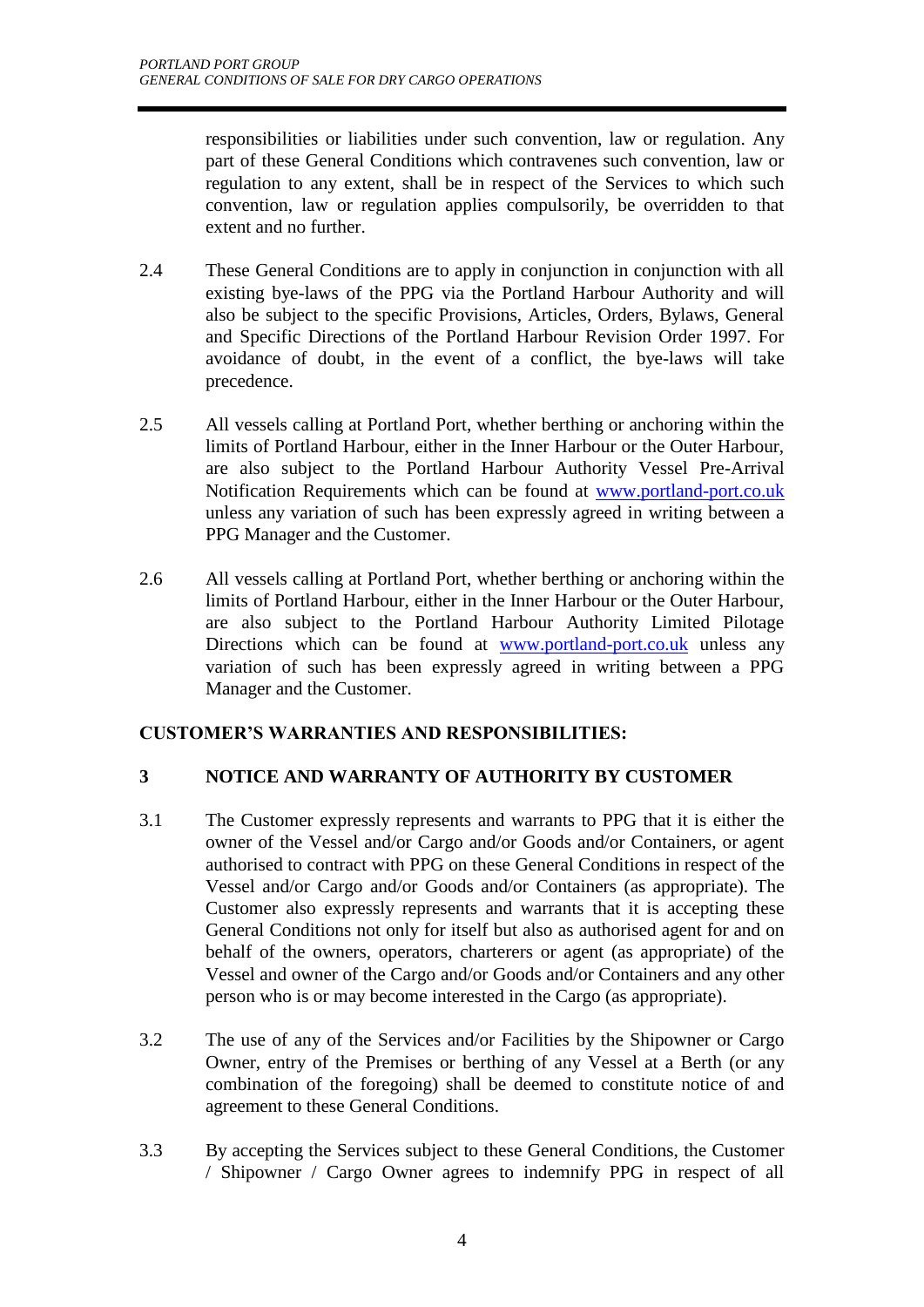responsibilities or liabilities under such convention, law or regulation. Any part of these General Conditions which contravenes such convention, law or regulation to any extent, shall be in respect of the Services to which such convention, law or regulation applies compulsorily, be overridden to that extent and no further.

2.4 These General Conditions are to apply in conjunction in conjunction with all existing bye-laws of the PPG via the Portland Harbour Authority and will also be subject to the specific Provisions, Articles, Orders, Bylaws, General and Specific Directions of the Portland Harbour Revision Order 1997. For avoidance of doubt, in the event of a conflict, the bye-laws will take precedence.

2.5 All vessels calling at Portland Port, whether berthing or anchoring within the limits of Portland Harbour, either in the Inner Harbour or the Outer Harbour, are also subject to the Portland Harbour Authority Vessel Pre-Arrival Notification Requirements which can be found at www.portland-port.co.uk unless any variation of such has been expressly agreed in writing between a PPG Manager and the Customer.

2.6 All vessels calling at Portland Port, whether berthing or anchoring within the limits of Portland Harbour, either in the Inner Harbour or the Outer Harbour, are also subject to the Portland Harbour Authority Limited Pilotage Directions which can be found at www.portland-port.co.uk unless any variation of such has been expressly agreed in writing between a PPG Manager and the Customer.

## CUSTOMER'S WARRANTIES AND RESPONSIBILITIES:

## 3 NOTICE AND WARRANTY OF AUTHORITY BY CUSTOMER

3.1 The Customer expressly represents and warrants to PPG that it is either the owner of the Vessel and/or Cargo and/or Goods and/or Containers, or agent authorised to contract with PPG on these General Conditions in respect of the Vessel and/or Cargo and/or Goods and/or Containers (as appropriate). The Customer also expressly represents and warrants that it is accepting these General Conditions not only for itself but also as authorised agent for and on behalf of the owners, operators, charterers or agent (as appropriate) of the Vessel and owner of the Cargo and/or Goods and/or Containers and any other person who is or may become interested in the Cargo (as appropriate).

3.2 The use of any of the Services and/or Facilities by the Shipowner or Cargo Owner, entry of the Premises or berthing of any Vessel at a Berth (or any combination of the foregoing) shall be deemed to constitute notice of and agreement to these General Conditions.

3.3 By accepting the Services subject to these General Conditions, the Customer / Shipowner / Cargo Owner agrees to indemnify PPG in respect of all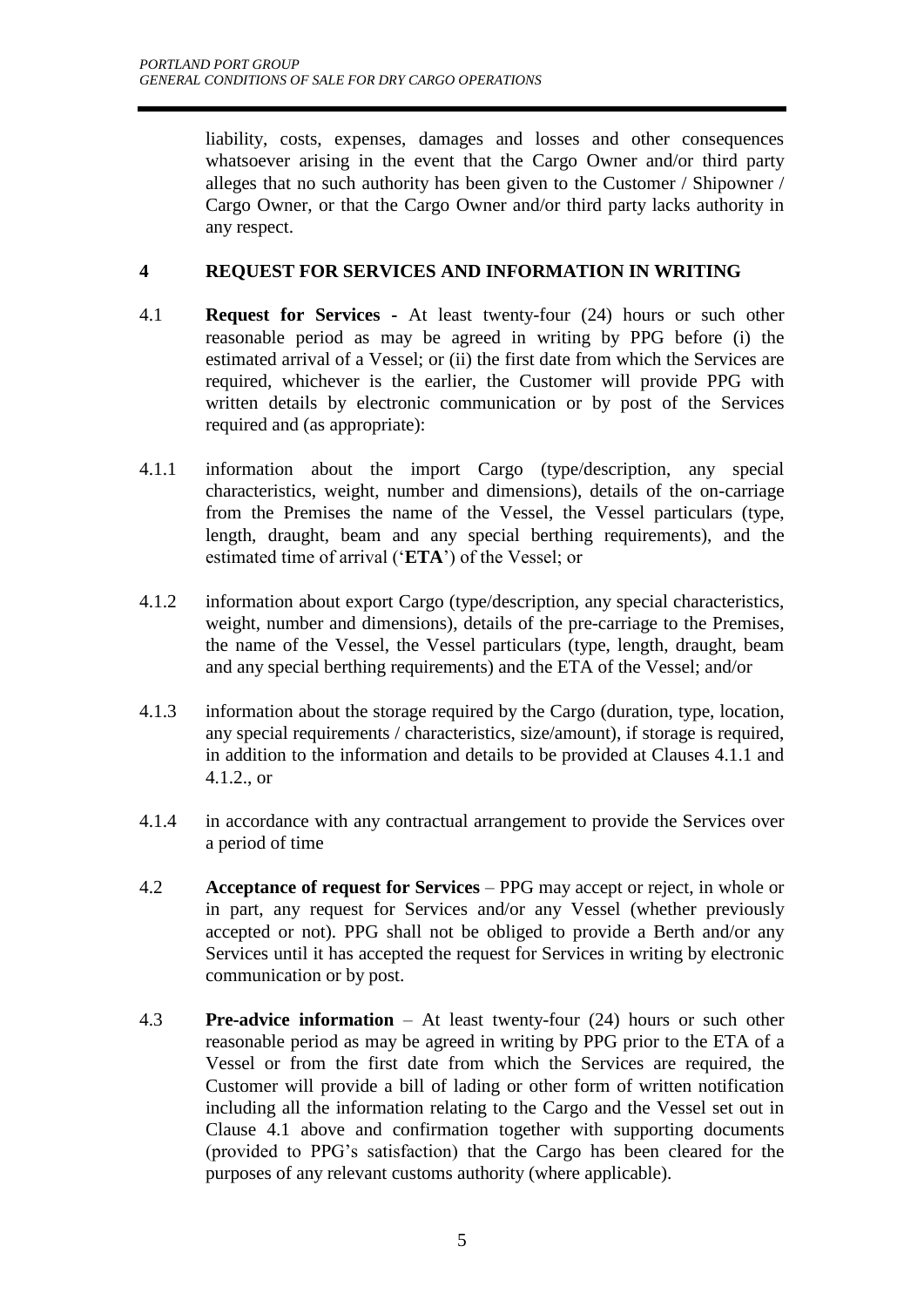liability, costs, expenses, damages and losses and other consequences whatsoever arising in the event that the Cargo Owner and/or third party alleges that no such authority has been given to the Customer / Shipowner / Cargo Owner, or that the Cargo Owner and/or third party lacks authority in any respect.

## 4 REQUEST FOR SERVICES AND INFORMATION IN WRITING

4.1 **Request for Services -** At least twenty-four (24) hours or such other reasonable period as may be agreed in writing by PPG before (i) the estimated arrival of a Vessel; or (ii) the first date from which the Services are required, whichever is the earlier, the Customer will provide PPG with written details by electronic communication or by post of the Services required and (as appropriate):

4.1.1 information about the import Cargo (type/description, any special characteristics, weight, number and dimensions), details of the on-carriage from the Premises the name of the Vessel, the Vessel particulars (type, length, draught, beam and any special berthing requirements), and the estimated time of arrival ('**ETA**') of the Vessel; or

4.1.2 information about export Cargo (type/description, any special characteristics, weight, number and dimensions), details of the pre-carriage to the Premises, the name of the Vessel, the Vessel particulars (type, length, draught, beam and any special berthing requirements) and the ETA of the Vessel; and/or

4.1.3 information about the storage required by the Cargo (duration, type, location, any special requirements / characteristics, size/amount), if storage is required, in addition to the information and details to be provided at Clauses 4.1.1 and 4.1.2., or

4.1.4 in accordance with any contractual arrangement to provide the Services over a period of time

4.2 **Acceptance of request for Services** – PPG may accept or reject, in whole or in part, any request for Services and/or any Vessel (whether previously accepted or not). PPG shall not be obliged to provide a Berth and/or any Services until it has accepted the request for Services in writing by electronic communication or by post.

4.3 **Pre-advice information** – At least twenty-four (24) hours or such other reasonable period as may be agreed in writing by PPG prior to the ETA of a Vessel or from the first date from which the Services are required, the Customer will provide a bill of lading or other form of written notification including all the information relating to the Cargo and the Vessel set out in Clause 4.1 above and confirmation together with supporting documents (provided to PPG's satisfaction) that the Cargo has been cleared for the purposes of any relevant customs authority (where applicable).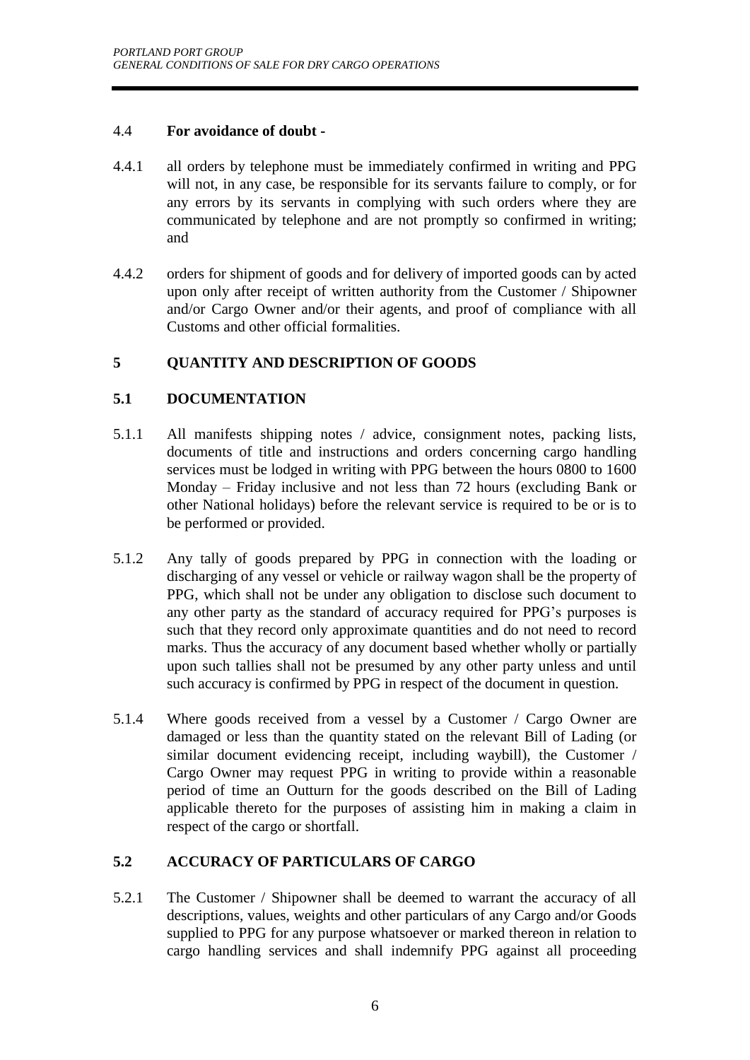4.4 **For avoidance of doubt -**

4.4.1 all orders by telephone must be immediately confirmed in writing and PPG will not, in any case, be responsible for its servants failure to comply, or for any errors by its servants in complying with such orders where they are communicated by telephone and are not promptly so confirmed in writing; and

4.4.2 orders for shipment of goods and for delivery of imported goods can by acted upon only after receipt of written authority from the Customer / Shipowner and/or Cargo Owner and/or their agents, and proof of compliance with all Customs and other official formalities.

## 5 QUANTITY AND DESCRIPTION OF GOODS

### 5.1 DOCUMENTATION

5.1.1 All manifests shipping notes / advice, consignment notes, packing lists, documents of title and instructions and orders concerning cargo handling services must be lodged in writing with PPG between the hours 0800 to 1600 Monday – Friday inclusive and not less than 72 hours (excluding Bank or other National holidays) before the relevant service is required to be or is to be performed or provided.

5.1.2 Any tally of goods prepared by PPG in connection with the loading or discharging of any vessel or vehicle or railway wagon shall be the property of PPG, which shall not be under any obligation to disclose such document to any other party as the standard of accuracy required for PPG's purposes is such that they record only approximate quantities and do not need to record marks. Thus the accuracy of any document based whether wholly or partially upon such tallies shall not be presumed by any other party unless and until such accuracy is confirmed by PPG in respect of the document in question.

5.1.4 Where goods received from a vessel by a Customer / Cargo Owner are damaged or less than the quantity stated on the relevant Bill of Lading (or similar document evidencing receipt, including waybill), the Customer / Cargo Owner may request PPG in writing to provide within a reasonable period of time an Outturn for the goods described on the Bill of Lading applicable thereto for the purposes of assisting him in making a claim in respect of the cargo or shortfall.

### 5.2 ACCURACY OF PARTICULARS OF CARGO

5.2.1 The Customer / Shipowner shall be deemed to warrant the accuracy of all descriptions, values, weights and other particulars of any Cargo and/or Goods supplied to PPG for any purpose whatsoever or marked thereon in relation to cargo handling services and shall indemnify PPG against all proceeding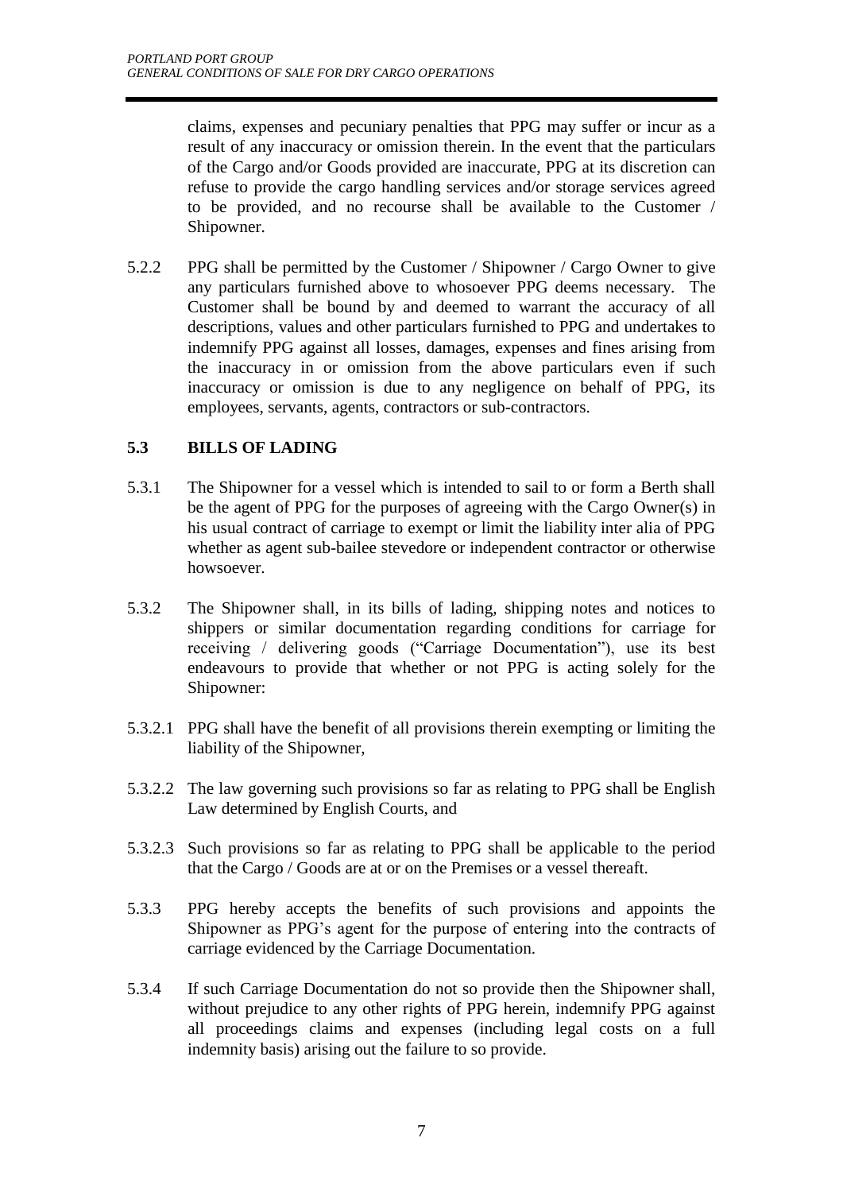claims, expenses and pecuniary penalties that PPG may suffer or incur as a result of any inaccuracy or omission therein. In the event that the particulars of the Cargo and/or Goods provided are inaccurate, PPG at its discretion can refuse to provide the cargo handling services and/or storage services agreed to be provided, and no recourse shall be available to the Customer / Shipowner.

5.2.2 PPG shall be permitted by the Customer / Shipowner / Cargo Owner to give any particulars furnished above to whosoever PPG deems necessary. The Customer shall be bound by and deemed to warrant the accuracy of all descriptions, values and other particulars furnished to PPG and undertakes to indemnify PPG against all losses, damages, expenses and fines arising from the inaccuracy in or omission from the above particulars even if such inaccuracy or omission is due to any negligence on behalf of PPG, its employees, servants, agents, contractors or sub-contractors.

### 5.3 BILLS OF LADING

5.3.1 The Shipowner for a vessel which is intended to sail to or form a Berth shall be the agent of PPG for the purposes of agreeing with the Cargo Owner(s) in his usual contract of carriage to exempt or limit the liability inter alia of PPG whether as agent sub-bailee stevedore or independent contractor or otherwise howsoever.

5.3.2 The Shipowner shall, in its bills of lading, shipping notes and notices to shippers or similar documentation regarding conditions for carriage for receiving / delivering goods ("Carriage Documentation"), use its best endeavours to provide that whether or not PPG is acting solely for the Shipowner:

5.3.2.1 PPG shall have the benefit of all provisions therein exempting or limiting the liability of the Shipowner,

5.3.2.2 The law governing such provisions so far as relating to PPG shall be English Law determined by English Courts, and

5.3.2.3 Such provisions so far as relating to PPG shall be applicable to the period that the Cargo / Goods are at or on the Premises or a vessel thereaft.

5.3.3 PPG hereby accepts the benefits of such provisions and appoints the Shipowner as PPG's agent for the purpose of entering into the contracts of carriage evidenced by the Carriage Documentation.

5.3.4 If such Carriage Documentation do not so provide then the Shipowner shall, without prejudice to any other rights of PPG herein, indemnify PPG against all proceedings claims and expenses (including legal costs on a full indemnity basis) arising out the failure to so provide.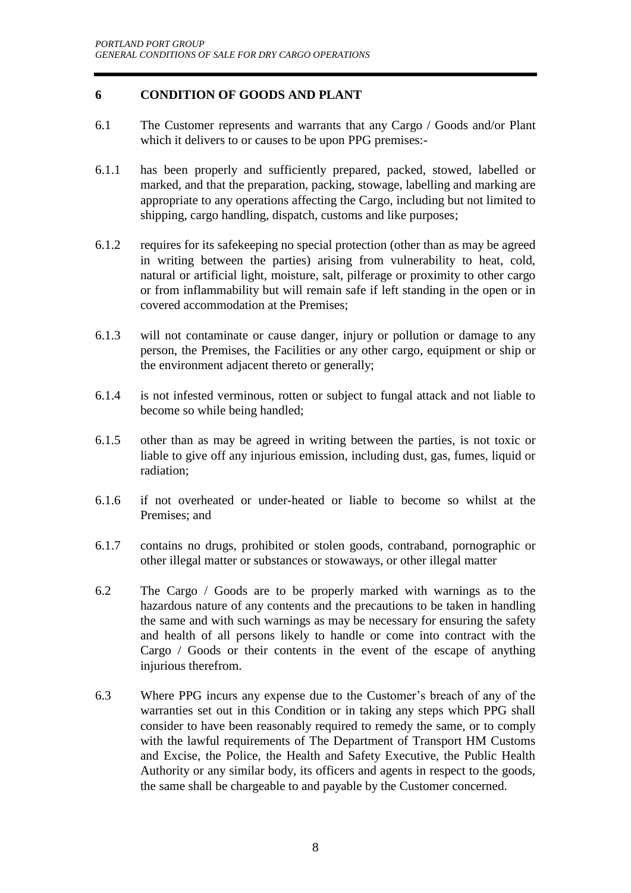## 6 CONDITION OF GOODS AND PLANT

6.1 The Customer represents and warrants that any Cargo / Goods and/or Plant which it delivers to or causes to be upon PPG premises:-

6.1.1 has been properly and sufficiently prepared, packed, stowed, labelled or marked, and that the preparation, packing, stowage, labelling and marking are appropriate to any operations affecting the Cargo, including but not limited to shipping, cargo handling, dispatch, customs and like purposes;

6.1.2 requires for its safekeeping no special protection (other than as may be agreed in writing between the parties) arising from vulnerability to heat, cold, natural or artificial light, moisture, salt, pilferage or proximity to other cargo or from inflammability but will remain safe if left standing in the open or in covered accommodation at the Premises;

6.1.3 will not contaminate or cause danger, injury or pollution or damage to any person, the Premises, the Facilities or any other cargo, equipment or ship or the environment adjacent thereto or generally;

6.1.4 is not infested verminous, rotten or subject to fungal attack and not liable to become so while being handled;

6.1.5 other than as may be agreed in writing between the parties, is not toxic or liable to give off any injurious emission, including dust, gas, fumes, liquid or radiation;

6.1.6 if not overheated or under-heated or liable to become so whilst at the Premises; and

6.1.7 contains no drugs, prohibited or stolen goods, contraband, pornographic or other illegal matter or substances or stowaways, or other illegal matter

6.2 The Cargo / Goods are to be properly marked with warnings as to the hazardous nature of any contents and the precautions to be taken in handling the same and with such warnings as may be necessary for ensuring the safety and health of all persons likely to handle or come into contract with the Cargo / Goods or their contents in the event of the escape of anything injurious therefrom.

6.3 Where PPG incurs any expense due to the Customer's breach of any of the warranties set out in this Condition or in taking any steps which PPG shall consider to have been reasonably required to remedy the same, or to comply with the lawful requirements of The Department of Transport HM Customs and Excise, the Police, the Health and Safety Executive, the Public Health Authority or any similar body, its officers and agents in respect to the goods, the same shall be chargeable to and payable by the Customer concerned.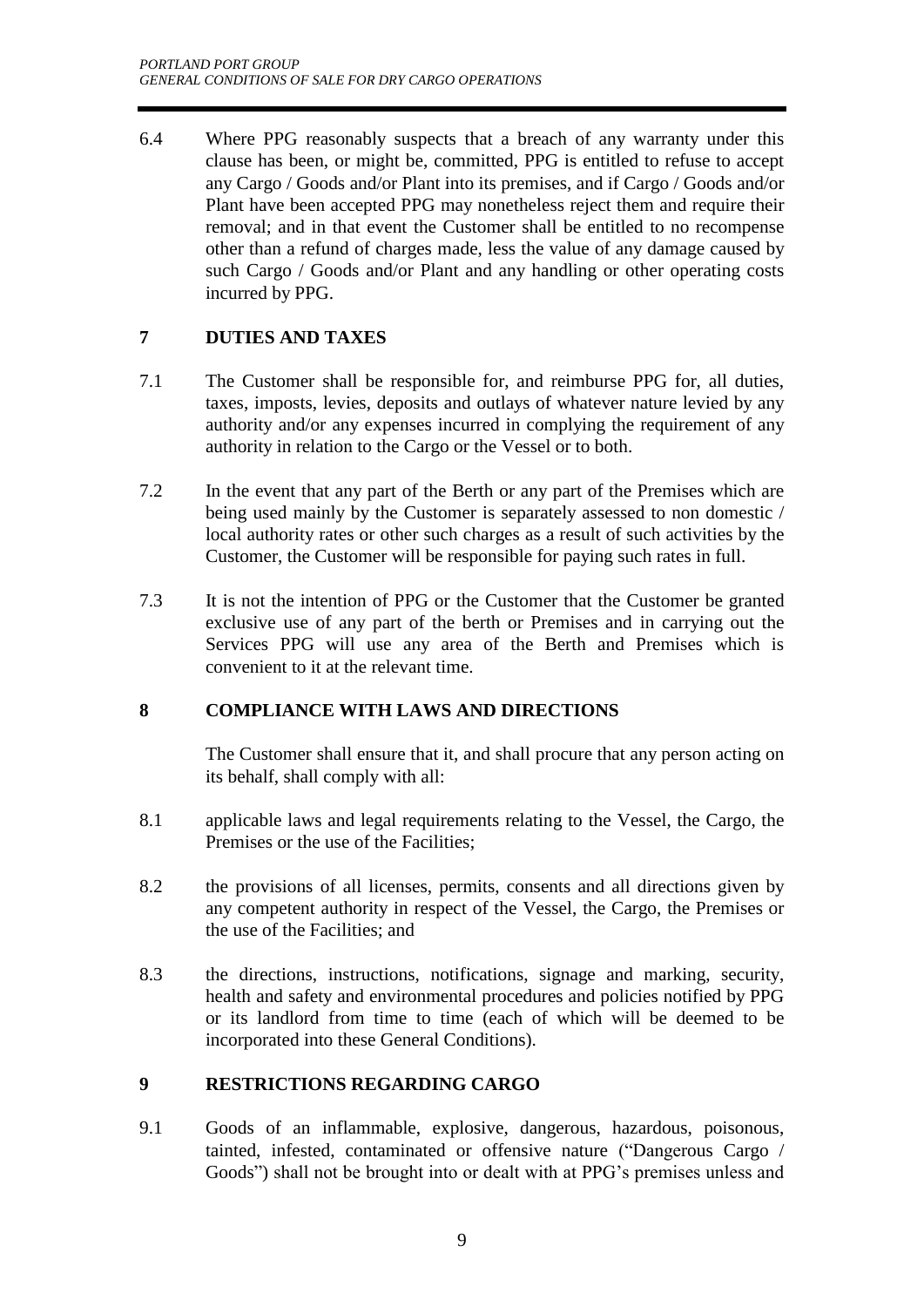6.4 Where PPG reasonably suspects that a breach of any warranty under this clause has been, or might be, committed, PPG is entitled to refuse to accept any Cargo / Goods and/or Plant into its premises, and if Cargo / Goods and/or Plant have been accepted PPG may nonetheless reject them and require their removal; and in that event the Customer shall be entitled to no recompense other than a refund of charges made, less the value of any damage caused by such Cargo / Goods and/or Plant and any handling or other operating costs incurred by PPG.

## 7 DUTIES AND TAXES

7.1 The Customer shall be responsible for, and reimburse PPG for, all duties, taxes, imposts, levies, deposits and outlays of whatever nature levied by any authority and/or any expenses incurred in complying the requirement of any authority in relation to the Cargo or the Vessel or to both.

7.2 In the event that any part of the Berth or any part of the Premises which are being used mainly by the Customer is separately assessed to non domestic / local authority rates or other such charges as a result of such activities by the Customer, the Customer will be responsible for paying such rates in full.

7.3 It is not the intention of PPG or the Customer that the Customer be granted exclusive use of any part of the berth or Premises and in carrying out the Services PPG will use any area of the Berth and Premises which is convenient to it at the relevant time.

## 8 COMPLIANCE WITH LAWS AND DIRECTIONS

The Customer shall ensure that it, and shall procure that any person acting on its behalf, shall comply with all:

8.1 applicable laws and legal requirements relating to the Vessel, the Cargo, the Premises or the use of the Facilities;

8.2 the provisions of all licenses, permits, consents and all directions given by any competent authority in respect of the Vessel, the Cargo, the Premises or the use of the Facilities; and

8.3 the directions, instructions, notifications, signage and marking, security, health and safety and environmental procedures and policies notified by PPG or its landlord from time to time (each of which will be deemed to be incorporated into these General Conditions).

## 9 RESTRICTIONS REGARDING CARGO

9.1 Goods of an inflammable, explosive, dangerous, hazardous, poisonous, tainted, infested, contaminated or offensive nature ("Dangerous Cargo / Goods") shall not be brought into or dealt with at PPG's premises unless and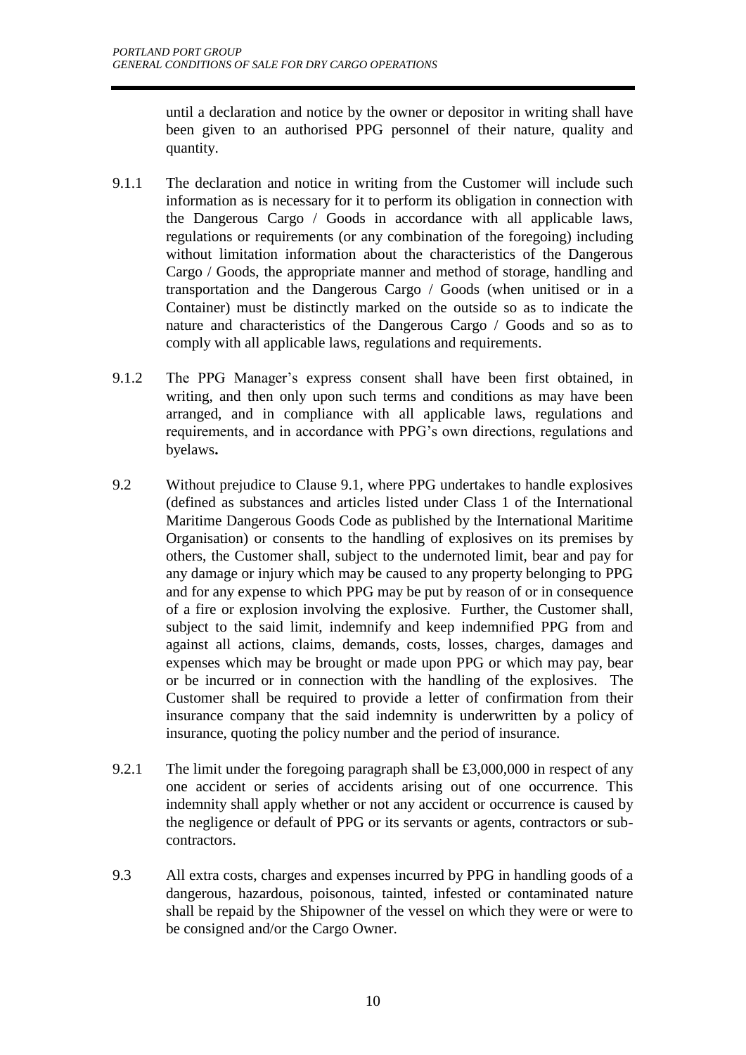until a declaration and notice by the owner or depositor in writing shall have been given to an authorised PPG personnel of their nature, quality and quantity.

9.1.1 The declaration and notice in writing from the Customer will include such information as is necessary for it to perform its obligation in connection with the Dangerous Cargo / Goods in accordance with all applicable laws, regulations or requirements (or any combination of the foregoing) including without limitation information about the characteristics of the Dangerous Cargo / Goods, the appropriate manner and method of storage, handling and transportation and the Dangerous Cargo / Goods (when unitised or in a Container) must be distinctly marked on the outside so as to indicate the nature and characteristics of the Dangerous Cargo / Goods and so as to comply with all applicable laws, regulations and requirements.

9.1.2 The PPG Manager's express consent shall have been first obtained, in writing, and then only upon such terms and conditions as may have been arranged, and in compliance with all applicable laws, regulations and requirements, and in accordance with PPG's own directions, regulations and byelaws**.**

9.2 Without prejudice to Clause 9.1, where PPG undertakes to handle explosives (defined as substances and articles listed under Class 1 of the International Maritime Dangerous Goods Code as published by the International Maritime Organisation) or consents to the handling of explosives on its premises by others, the Customer shall, subject to the undernoted limit, bear and pay for any damage or injury which may be caused to any property belonging to PPG and for any expense to which PPG may be put by reason of or in consequence of a fire or explosion involving the explosive. Further, the Customer shall, subject to the said limit, indemnify and keep indemnified PPG from and against all actions, claims, demands, costs, losses, charges, damages and expenses which may be brought or made upon PPG or which may pay, bear or be incurred or in connection with the handling of the explosives. The Customer shall be required to provide a letter of confirmation from their insurance company that the said indemnity is underwritten by a policy of insurance, quoting the policy number and the period of insurance.

9.2.1 The limit under the foregoing paragraph shall be £3,000,000 in respect of any one accident or series of accidents arising out of one occurrence. This indemnity shall apply whether or not any accident or occurrence is caused by the negligence or default of PPG or its servants or agents, contractors or sub-contractors.

9.3 All extra costs, charges and expenses incurred by PPG in handling goods of a dangerous, hazardous, poisonous, tainted, infested or contaminated nature shall be repaid by the Shipowner of the vessel on which they were or were to be consigned and/or the Cargo Owner.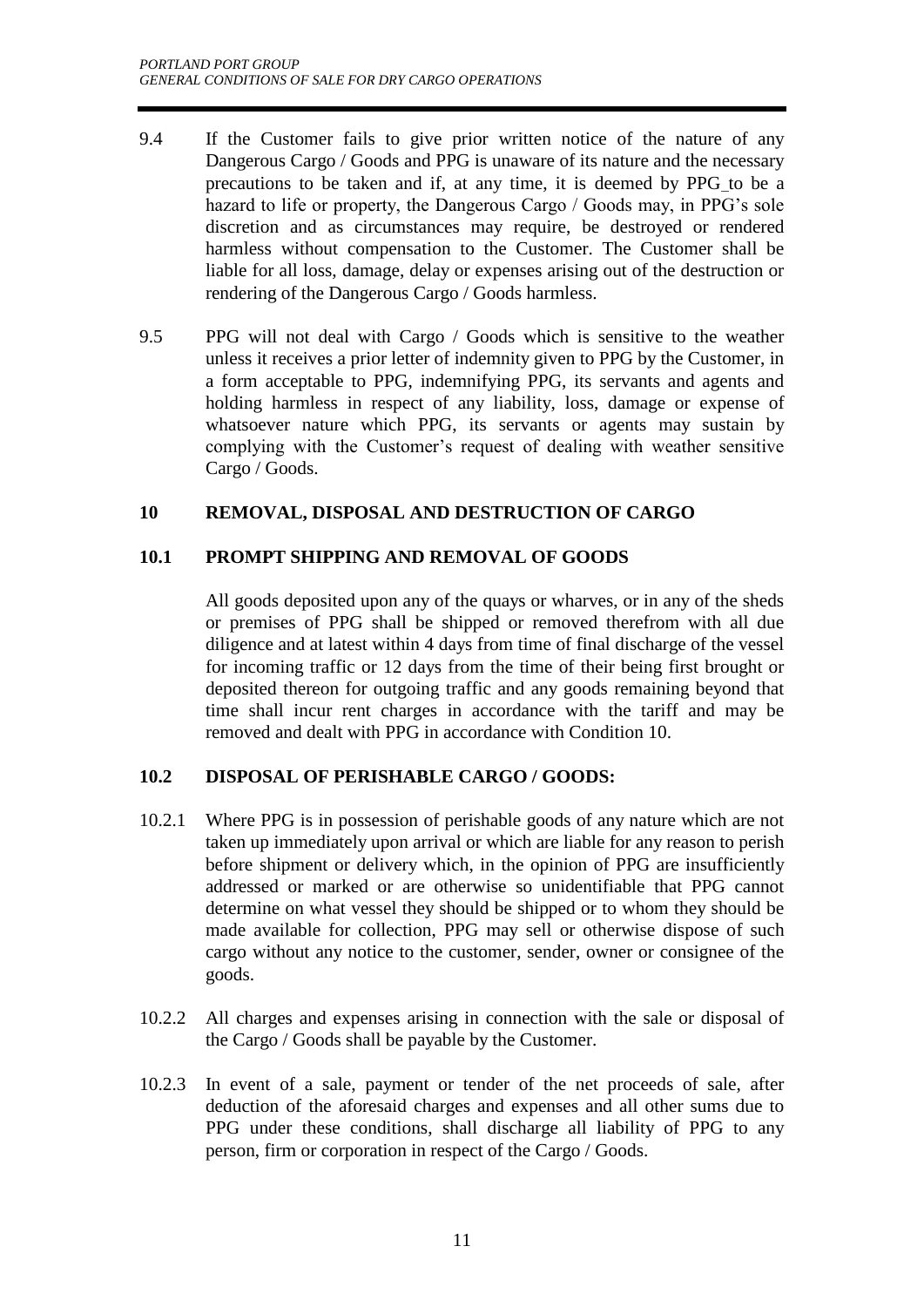9.4 If the Customer fails to give prior written notice of the nature of any Dangerous Cargo / Goods and PPG is unaware of its nature and the necessary precautions to be taken and if, at any time, it is deemed by PPG to be a hazard to life or property, the Dangerous Cargo / Goods may, in PPG's sole discretion and as circumstances may require, be destroyed or rendered harmless without compensation to the Customer. The Customer shall be liable for all loss, damage, delay or expenses arising out of the destruction or rendering of the Dangerous Cargo / Goods harmless.

9.5 PPG will not deal with Cargo / Goods which is sensitive to the weather unless it receives a prior letter of indemnity given to PPG by the Customer, in a form acceptable to PPG, indemnifying PPG, its servants and agents and holding harmless in respect of any liability, loss, damage or expense of whatsoever nature which PPG, its servants or agents may sustain by complying with the Customer's request of dealing with weather sensitive Cargo / Goods.

## 10 REMOVAL, DISPOSAL AND DESTRUCTION OF CARGO

### 10.1 PROMPT SHIPPING AND REMOVAL OF GOODS

All goods deposited upon any of the quays or wharves, or in any of the sheds or premises of PPG shall be shipped or removed therefrom with all due diligence and at latest within 4 days from time of final discharge of the vessel for incoming traffic or 12 days from the time of their being first brought or deposited thereon for outgoing traffic and any goods remaining beyond that time shall incur rent charges in accordance with the tariff and may be removed and dealt with PPG in accordance with Condition 10.

### 10.2 DISPOSAL OF PERISHABLE CARGO / GOODS:

10.2.1 Where PPG is in possession of perishable goods of any nature which are not taken up immediately upon arrival or which are liable for any reason to perish before shipment or delivery which, in the opinion of PPG are insufficiently addressed or marked or are otherwise so unidentifiable that PPG cannot determine on what vessel they should be shipped or to whom they should be made available for collection, PPG may sell or otherwise dispose of such cargo without any notice to the customer, sender, owner or consignee of the goods.

10.2.2 All charges and expenses arising in connection with the sale or disposal of the Cargo / Goods shall be payable by the Customer.

10.2.3 In event of a sale, payment or tender of the net proceeds of sale, after deduction of the aforesaid charges and expenses and all other sums due to PPG under these conditions, shall discharge all liability of PPG to any person, firm or corporation in respect of the Cargo / Goods.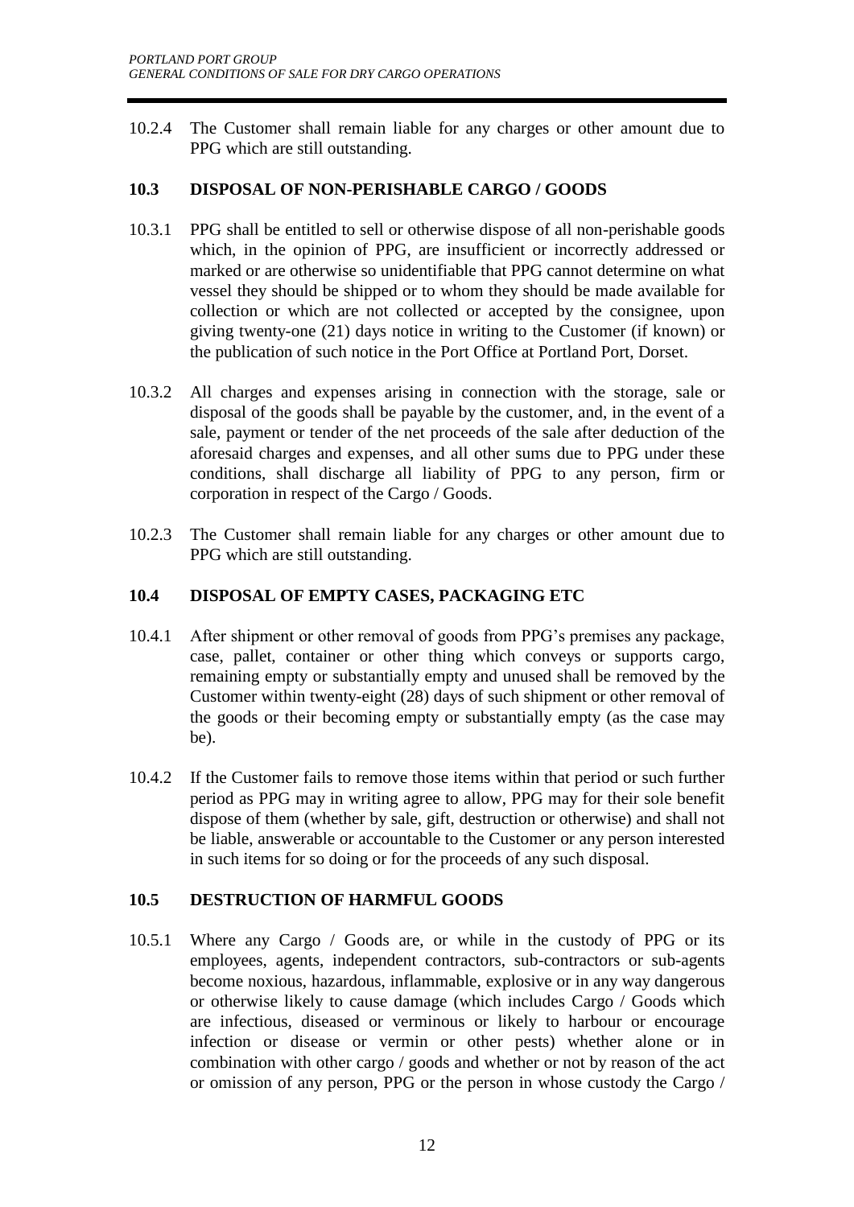10.2.4 The Customer shall remain liable for any charges or other amount due to PPG which are still outstanding.

### 10.3 DISPOSAL OF NON-PERISHABLE CARGO / GOODS

10.3.1 PPG shall be entitled to sell or otherwise dispose of all non-perishable goods which, in the opinion of PPG, are insufficient or incorrectly addressed or marked or are otherwise so unidentifiable that PPG cannot determine on what vessel they should be shipped or to whom they should be made available for collection or which are not collected or accepted by the consignee, upon giving twenty-one (21) days notice in writing to the Customer (if known) or the publication of such notice in the Port Office at Portland Port, Dorset.

10.3.2 All charges and expenses arising in connection with the storage, sale or disposal of the goods shall be payable by the customer, and, in the event of a sale, payment or tender of the net proceeds of the sale after deduction of the aforesaid charges and expenses, and all other sums due to PPG under these conditions, shall discharge all liability of PPG to any person, firm or corporation in respect of the Cargo / Goods.

10.2.3 The Customer shall remain liable for any charges or other amount due to PPG which are still outstanding.

### 10.4 DISPOSAL OF EMPTY CASES, PACKAGING ETC

10.4.1 After shipment or other removal of goods from PPG's premises any package, case, pallet, container or other thing which conveys or supports cargo, remaining empty or substantially empty and unused shall be removed by the Customer within twenty-eight (28) days of such shipment or other removal of the goods or their becoming empty or substantially empty (as the case may be).

10.4.2 If the Customer fails to remove those items within that period or such further period as PPG may in writing agree to allow, PPG may for their sole benefit dispose of them (whether by sale, gift, destruction or otherwise) and shall not be liable, answerable or accountable to the Customer or any person interested in such items for so doing or for the proceeds of any such disposal.

### 10.5 DESTRUCTION OF HARMFUL GOODS

10.5.1 Where any Cargo / Goods are, or while in the custody of PPG or its employees, agents, independent contractors, sub-contractors or sub-agents become noxious, hazardous, inflammable, explosive or in any way dangerous or otherwise likely to cause damage (which includes Cargo / Goods which are infectious, diseased or verminous or likely to harbour or encourage infection or disease or vermin or other pests) whether alone or in combination with other cargo / goods and whether or not by reason of the act or omission of any person, PPG or the person in whose custody the Cargo /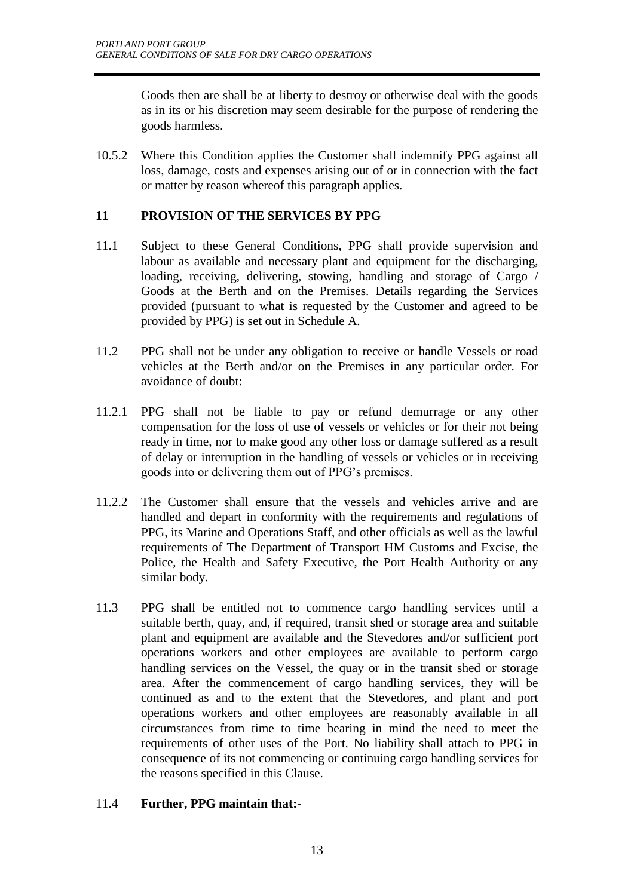Goods then are shall be at liberty to destroy or otherwise deal with the goods as in its or his discretion may seem desirable for the purpose of rendering the goods harmless.

10.5.2 Where this Condition applies the Customer shall indemnify PPG against all loss, damage, costs and expenses arising out of or in connection with the fact or matter by reason whereof this paragraph applies.

## 11 PROVISION OF THE SERVICES BY PPG

11.1 Subject to these General Conditions, PPG shall provide supervision and labour as available and necessary plant and equipment for the discharging, loading, receiving, delivering, stowing, handling and storage of Cargo / Goods at the Berth and on the Premises. Details regarding the Services provided (pursuant to what is requested by the Customer and agreed to be provided by PPG) is set out in Schedule A.

11.2 PPG shall not be under any obligation to receive or handle Vessels or road vehicles at the Berth and/or on the Premises in any particular order. For avoidance of doubt:

11.2.1 PPG shall not be liable to pay or refund demurrage or any other compensation for the loss of use of vessels or vehicles or for their not being ready in time, nor to make good any other loss or damage suffered as a result of delay or interruption in the handling of vessels or vehicles or in receiving goods into or delivering them out of PPG's premises.

11.2.2 The Customer shall ensure that the vessels and vehicles arrive and are handled and depart in conformity with the requirements and regulations of PPG, its Marine and Operations Staff, and other officials as well as the lawful requirements of The Department of Transport HM Customs and Excise, the Police, the Health and Safety Executive, the Port Health Authority or any similar body.

11.3 PPG shall be entitled not to commence cargo handling services until a suitable berth, quay, and, if required, transit shed or storage area and suitable plant and equipment are available and the Stevedores and/or sufficient port operations workers and other employees are available to perform cargo handling services on the Vessel, the quay or in the transit shed or storage area. After the commencement of cargo handling services, they will be continued as and to the extent that the Stevedores, and plant and port operations workers and other employees are reasonably available in all circumstances from time to time bearing in mind the need to meet the requirements of other uses of the Port. No liability shall attach to PPG in consequence of its not commencing or continuing cargo handling services for the reasons specified in this Clause.

11.4 **Further, PPG maintain that:-**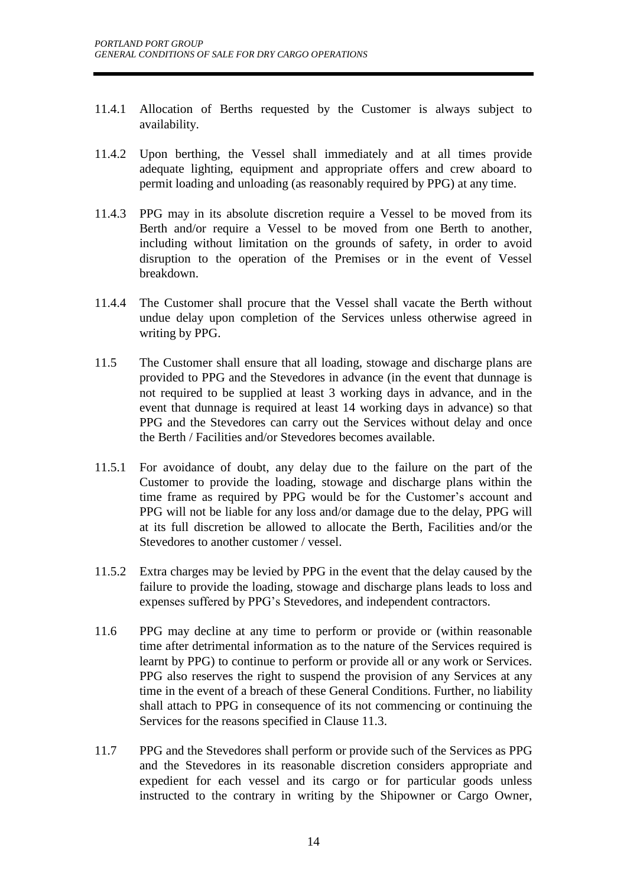11.4.1 Allocation of Berths requested by the Customer is always subject to availability.

11.4.2 Upon berthing, the Vessel shall immediately and at all times provide adequate lighting, equipment and appropriate offers and crew aboard to permit loading and unloading (as reasonably required by PPG) at any time.

11.4.3 PPG may in its absolute discretion require a Vessel to be moved from its Berth and/or require a Vessel to be moved from one Berth to another, including without limitation on the grounds of safety, in order to avoid disruption to the operation of the Premises or in the event of Vessel breakdown.

11.4.4 The Customer shall procure that the Vessel shall vacate the Berth without undue delay upon completion of the Services unless otherwise agreed in writing by PPG.

11.5 The Customer shall ensure that all loading, stowage and discharge plans are provided to PPG and the Stevedores in advance (in the event that dunnage is not required to be supplied at least 3 working days in advance, and in the event that dunnage is required at least 14 working days in advance) so that PPG and the Stevedores can carry out the Services without delay and once the Berth / Facilities and/or Stevedores becomes available.

11.5.1 For avoidance of doubt, any delay due to the failure on the part of the Customer to provide the loading, stowage and discharge plans within the time frame as required by PPG would be for the Customer's account and PPG will not be liable for any loss and/or damage due to the delay, PPG will at its full discretion be allowed to allocate the Berth, Facilities and/or the Stevedores to another customer / vessel.

11.5.2 Extra charges may be levied by PPG in the event that the delay caused by the failure to provide the loading, stowage and discharge plans leads to loss and expenses suffered by PPG's Stevedores, and independent contractors.

11.6 PPG may decline at any time to perform or provide or (within reasonable time after detrimental information as to the nature of the Services required is learnt by PPG) to continue to perform or provide all or any work or Services. PPG also reserves the right to suspend the provision of any Services at any time in the event of a breach of these General Conditions. Further, no liability shall attach to PPG in consequence of its not commencing or continuing the Services for the reasons specified in Clause 11.3.

11.7 PPG and the Stevedores shall perform or provide such of the Services as PPG and the Stevedores in its reasonable discretion considers appropriate and expedient for each vessel and its cargo or for particular goods unless instructed to the contrary in writing by the Shipowner or Cargo Owner,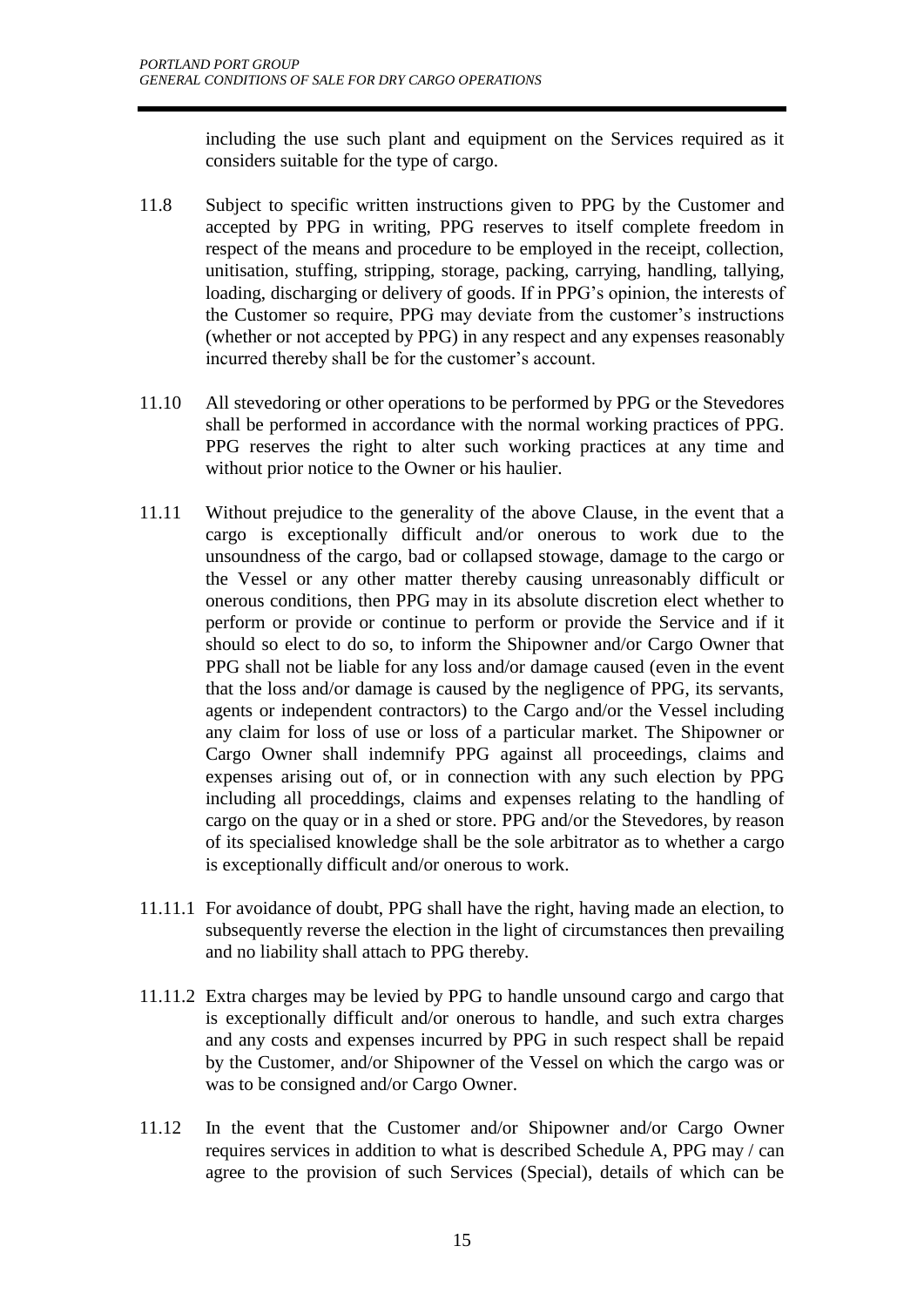including the use such plant and equipment on the Services required as it considers suitable for the type of cargo.

11.8 Subject to specific written instructions given to PPG by the Customer and accepted by PPG in writing, PPG reserves to itself complete freedom in respect of the means and procedure to be employed in the receipt, collection, unitisation, stuffing, stripping, storage, packing, carrying, handling, tallying, loading, discharging or delivery of goods. If in PPG's opinion, the interests of the Customer so require, PPG may deviate from the customer's instructions (whether or not accepted by PPG) in any respect and any expenses reasonably incurred thereby shall be for the customer's account.

11.10 All stevedoring or other operations to be performed by PPG or the Stevedores shall be performed in accordance with the normal working practices of PPG. PPG reserves the right to alter such working practices at any time and without prior notice to the Owner or his haulier.

11.11 Without prejudice to the generality of the above Clause, in the event that a cargo is exceptionally difficult and/or onerous to work due to the unsoundness of the cargo, bad or collapsed stowage, damage to the cargo or the Vessel or any other matter thereby causing unreasonably difficult or onerous conditions, then PPG may in its absolute discretion elect whether to perform or provide or continue to perform or provide the Service and if it should so elect to do so, to inform the Shipowner and/or Cargo Owner that PPG shall not be liable for any loss and/or damage caused (even in the event that the loss and/or damage is caused by the negligence of PPG, its servants, agents or independent contractors) to the Cargo and/or the Vessel including any claim for loss of use or loss of a particular market. The Shipowner or Cargo Owner shall indemnify PPG against all proceedings, claims and expenses arising out of, or in connection with any such election by PPG including all proceddings, claims and expenses relating to the handling of cargo on the quay or in a shed or store. PPG and/or the Stevedores, by reason of its specialised knowledge shall be the sole arbitrator as to whether a cargo is exceptionally difficult and/or onerous to work.

11.11.1 For avoidance of doubt, PPG shall have the right, having made an election, to subsequently reverse the election in the light of circumstances then prevailing and no liability shall attach to PPG thereby.

11.11.2 Extra charges may be levied by PPG to handle unsound cargo and cargo that is exceptionally difficult and/or onerous to handle, and such extra charges and any costs and expenses incurred by PPG in such respect shall be repaid by the Customer, and/or Shipowner of the Vessel on which the cargo was or was to be consigned and/or Cargo Owner.

11.12 In the event that the Customer and/or Shipowner and/or Cargo Owner requires services in addition to what is described Schedule A, PPG may / can agree to the provision of such Services (Special), details of which can be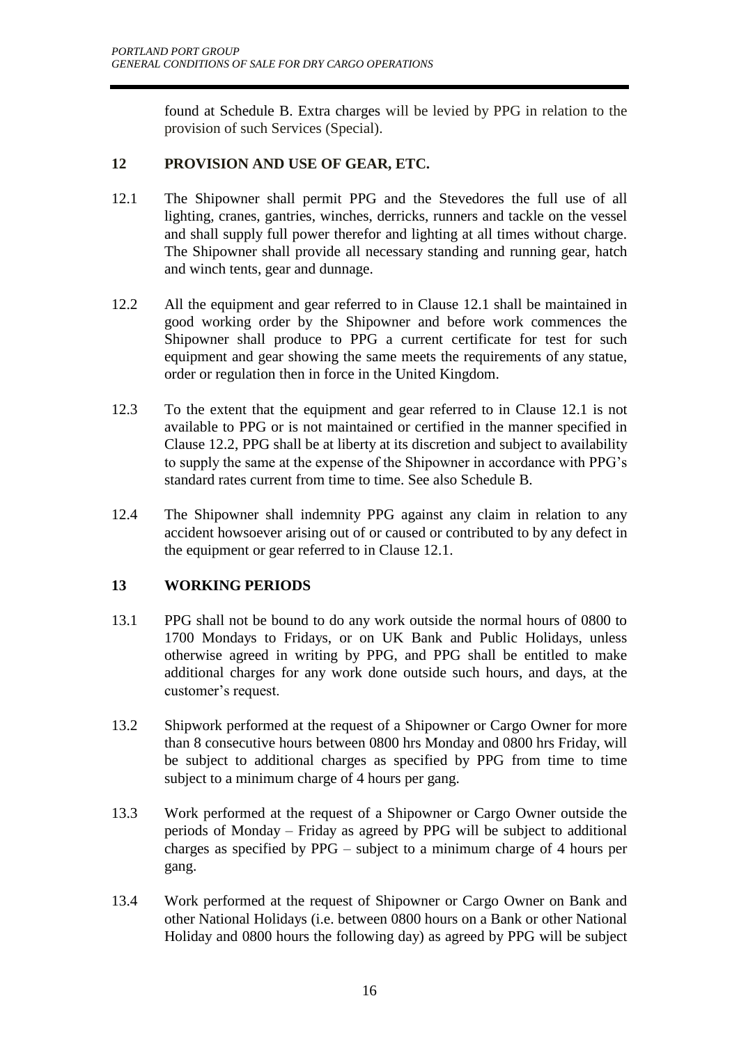found at Schedule B. Extra charges will be levied by PPG in relation to the provision of such Services (Special).

## 12 PROVISION AND USE OF GEAR, ETC.

12.1 The Shipowner shall permit PPG and the Stevedores the full use of all lighting, cranes, gantries, winches, derricks, runners and tackle on the vessel and shall supply full power therefor and lighting at all times without charge. The Shipowner shall provide all necessary standing and running gear, hatch and winch tents, gear and dunnage.

12.2 All the equipment and gear referred to in Clause 12.1 shall be maintained in good working order by the Shipowner and before work commences the Shipowner shall produce to PPG a current certificate for test for such equipment and gear showing the same meets the requirements of any statue, order or regulation then in force in the United Kingdom.

12.3 To the extent that the equipment and gear referred to in Clause 12.1 is not available to PPG or is not maintained or certified in the manner specified in Clause 12.2, PPG shall be at liberty at its discretion and subject to availability to supply the same at the expense of the Shipowner in accordance with PPG's standard rates current from time to time. See also Schedule B.

12.4 The Shipowner shall indemnity PPG against any claim in relation to any accident howsoever arising out of or caused or contributed to by any defect in the equipment or gear referred to in Clause 12.1.

## 13 WORKING PERIODS

13.1 PPG shall not be bound to do any work outside the normal hours of 0800 to 1700 Mondays to Fridays, or on UK Bank and Public Holidays, unless otherwise agreed in writing by PPG, and PPG shall be entitled to make additional charges for any work done outside such hours, and days, at the customer's request.

13.2 Shipwork performed at the request of a Shipowner or Cargo Owner for more than 8 consecutive hours between 0800 hrs Monday and 0800 hrs Friday, will be subject to additional charges as specified by PPG from time to time subject to a minimum charge of 4 hours per gang.

13.3 Work performed at the request of a Shipowner or Cargo Owner outside the periods of Monday – Friday as agreed by PPG will be subject to additional charges as specified by PPG – subject to a minimum charge of 4 hours per gang.

13.4 Work performed at the request of Shipowner or Cargo Owner on Bank and other National Holidays (i.e. between 0800 hours on a Bank or other National Holiday and 0800 hours the following day) as agreed by PPG will be subject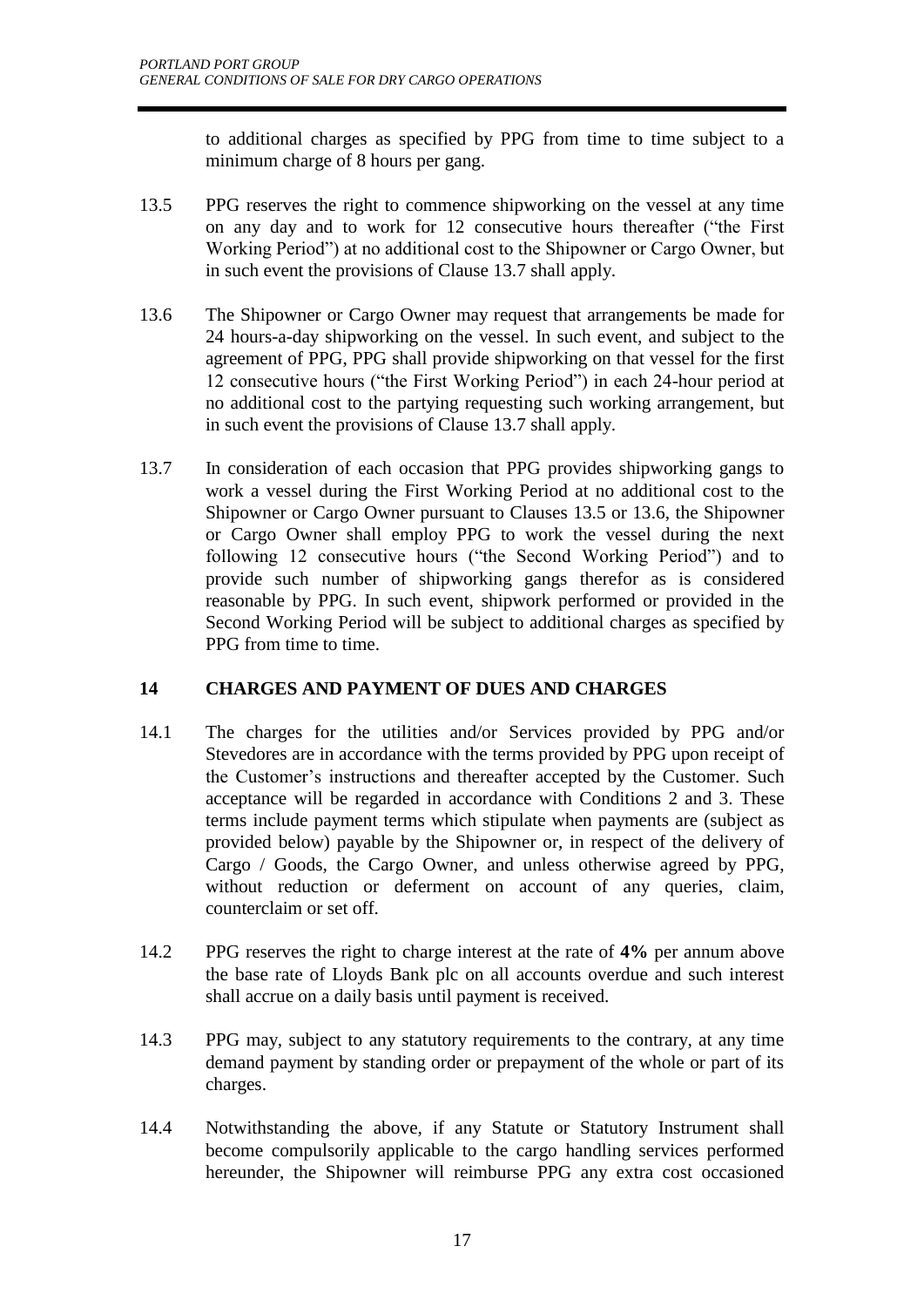to additional charges as specified by PPG from time to time subject to a minimum charge of 8 hours per gang.

13.5 PPG reserves the right to commence shipworking on the vessel at any time on any day and to work for 12 consecutive hours thereafter ("the First Working Period") at no additional cost to the Shipowner or Cargo Owner, but in such event the provisions of Clause 13.7 shall apply.

13.6 The Shipowner or Cargo Owner may request that arrangements be made for 24 hours-a-day shipworking on the vessel. In such event, and subject to the agreement of PPG, PPG shall provide shipworking on that vessel for the first 12 consecutive hours ("the First Working Period") in each 24-hour period at no additional cost to the partying requesting such working arrangement, but in such event the provisions of Clause 13.7 shall apply.

13.7 In consideration of each occasion that PPG provides shipworking gangs to work a vessel during the First Working Period at no additional cost to the Shipowner or Cargo Owner pursuant to Clauses 13.5 or 13.6, the Shipowner or Cargo Owner shall employ PPG to work the vessel during the next following 12 consecutive hours ("the Second Working Period") and to provide such number of shipworking gangs therefor as is considered reasonable by PPG. In such event, shipwork performed or provided in the Second Working Period will be subject to additional charges as specified by PPG from time to time.

## 14 CHARGES AND PAYMENT OF DUES AND CHARGES

14.1 The charges for the utilities and/or Services provided by PPG and/or Stevedores are in accordance with the terms provided by PPG upon receipt of the Customer's instructions and thereafter accepted by the Customer. Such acceptance will be regarded in accordance with Conditions 2 and 3. These terms include payment terms which stipulate when payments are (subject as provided below) payable by the Shipowner or, in respect of the delivery of Cargo / Goods, the Cargo Owner, and unless otherwise agreed by PPG, without reduction or deferment on account of any queries, claim, counterclaim or set off.

14.2 PPG reserves the right to charge interest at the rate of **4%** per annum above the base rate of Lloyds Bank plc on all accounts overdue and such interest shall accrue on a daily basis until payment is received.

14.3 PPG may, subject to any statutory requirements to the contrary, at any time demand payment by standing order or prepayment of the whole or part of its charges.

14.4 Notwithstanding the above, if any Statute or Statutory Instrument shall become compulsorily applicable to the cargo handling services performed hereunder, the Shipowner will reimburse PPG any extra cost occasioned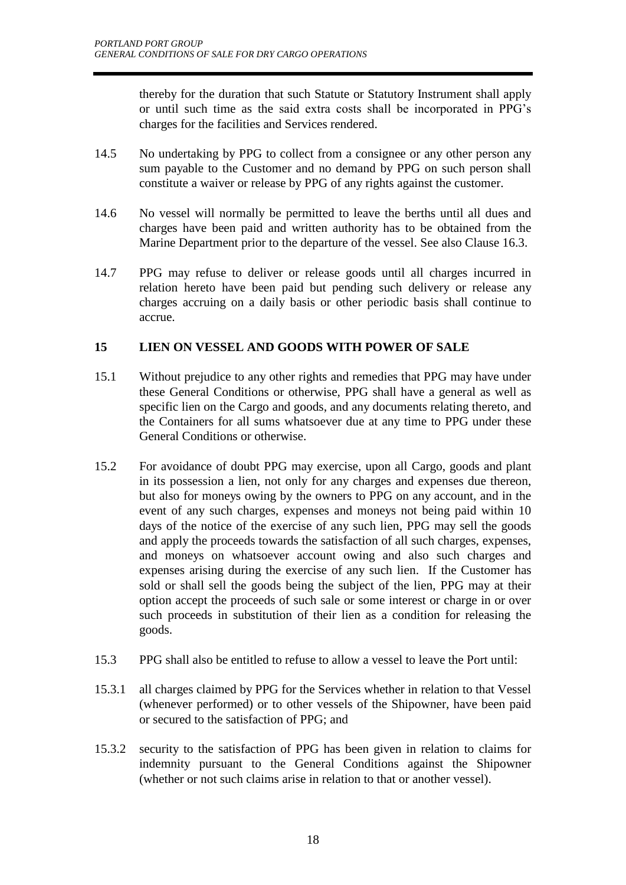thereby for the duration that such Statute or Statutory Instrument shall apply or until such time as the said extra costs shall be incorporated in PPG's charges for the facilities and Services rendered.

14.5 No undertaking by PPG to collect from a consignee or any other person any sum payable to the Customer and no demand by PPG on such person shall constitute a waiver or release by PPG of any rights against the customer.

14.6 No vessel will normally be permitted to leave the berths until all dues and charges have been paid and written authority has to be obtained from the Marine Department prior to the departure of the vessel. See also Clause 16.3.

14.7 PPG may refuse to deliver or release goods until all charges incurred in relation hereto have been paid but pending such delivery or release any charges accruing on a daily basis or other periodic basis shall continue to accrue.

## 15 LIEN ON VESSEL AND GOODS WITH POWER OF SALE

15.1 Without prejudice to any other rights and remedies that PPG may have under these General Conditions or otherwise, PPG shall have a general as well as specific lien on the Cargo and goods, and any documents relating thereto, and the Containers for all sums whatsoever due at any time to PPG under these General Conditions or otherwise.

15.2 For avoidance of doubt PPG may exercise, upon all Cargo, goods and plant in its possession a lien, not only for any charges and expenses due thereon, but also for moneys owing by the owners to PPG on any account, and in the event of any such charges, expenses and moneys not being paid within 10 days of the notice of the exercise of any such lien, PPG may sell the goods and apply the proceeds towards the satisfaction of all such charges, expenses, and moneys on whatsoever account owing and also such charges and expenses arising during the exercise of any such lien. If the Customer has sold or shall sell the goods being the subject of the lien, PPG may at their option accept the proceeds of such sale or some interest or charge in or over such proceeds in substitution of their lien as a condition for releasing the goods.

15.3 PPG shall also be entitled to refuse to allow a vessel to leave the Port until:

15.3.1 all charges claimed by PPG for the Services whether in relation to that Vessel (whenever performed) or to other vessels of the Shipowner, have been paid or secured to the satisfaction of PPG; and

15.3.2 security to the satisfaction of PPG has been given in relation to claims for indemnity pursuant to the General Conditions against the Shipowner (whether or not such claims arise in relation to that or another vessel).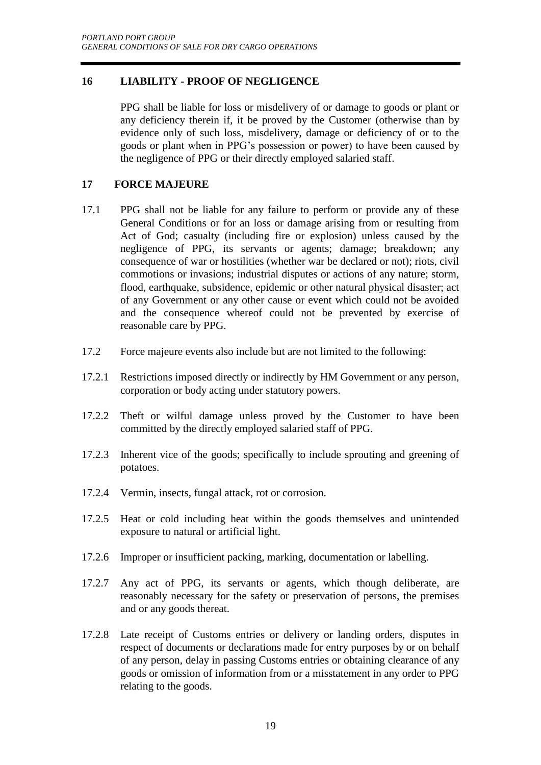## 16 LIABILITY - PROOF OF NEGLIGENCE

PPG shall be liable for loss or misdelivery of or damage to goods or plant or any deficiency therein if, it be proved by the Customer (otherwise than by evidence only of such loss, misdelivery, damage or deficiency of or to the goods or plant when in PPG's possession or power) to have been caused by the negligence of PPG or their directly employed salaried staff.

## 17 FORCE MAJEURE

17.1 PPG shall not be liable for any failure to perform or provide any of these General Conditions or for an loss or damage arising from or resulting from Act of God; casualty (including fire or explosion) unless caused by the negligence of PPG, its servants or agents; damage; breakdown; any consequence of war or hostilities (whether war be declared or not); riots, civil commotions or invasions; industrial disputes or actions of any nature; storm, flood, earthquake, subsidence, epidemic or other natural physical disaster; act of any Government or any other cause or event which could not be avoided and the consequence whereof could not be prevented by exercise of reasonable care by PPG.

17.2 Force majeure events also include but are not limited to the following:

17.2.1 Restrictions imposed directly or indirectly by HM Government or any person, corporation or body acting under statutory powers.

17.2.2 Theft or wilful damage unless proved by the Customer to have been committed by the directly employed salaried staff of PPG.

17.2.3 Inherent vice of the goods; specifically to include sprouting and greening of potatoes.

17.2.4 Vermin, insects, fungal attack, rot or corrosion.

17.2.5 Heat or cold including heat within the goods themselves and unintended exposure to natural or artificial light.

17.2.6 Improper or insufficient packing, marking, documentation or labelling.

17.2.7 Any act of PPG, its servants or agents, which though deliberate, are reasonably necessary for the safety or preservation of persons, the premises and or any goods thereat.

17.2.8 Late receipt of Customs entries or delivery or landing orders, disputes in respect of documents or declarations made for entry purposes by or on behalf of any person, delay in passing Customs entries or obtaining clearance of any goods or omission of information from or a misstatement in any order to PPG relating to the goods.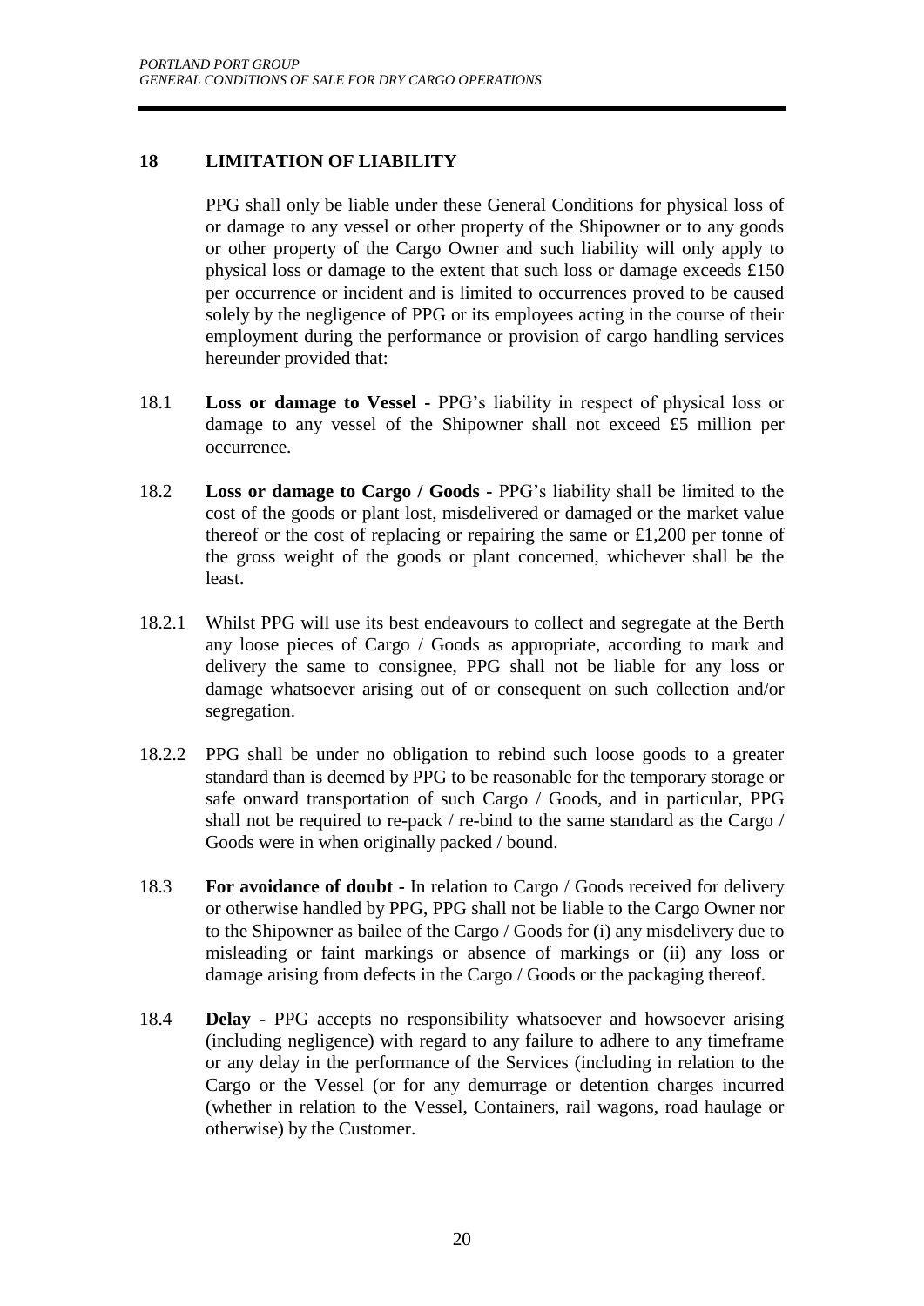## 18 LIMITATION OF LIABILITY

PPG shall only be liable under these General Conditions for physical loss of or damage to any vessel or other property of the Shipowner or to any goods or other property of the Cargo Owner and such liability will only apply to physical loss or damage to the extent that such loss or damage exceeds £150 per occurrence or incident and is limited to occurrences proved to be caused solely by the negligence of PPG or its employees acting in the course of their employment during the performance or provision of cargo handling services hereunder provided that:

18.1 **Loss or damage to Vessel -** PPG's liability in respect of physical loss or damage to any vessel of the Shipowner shall not exceed £5 million per occurrence.

18.2 **Loss or damage to Cargo / Goods -** PPG's liability shall be limited to the cost of the goods or plant lost, misdelivered or damaged or the market value thereof or the cost of replacing or repairing the same or £1,200 per tonne of the gross weight of the goods or plant concerned, whichever shall be the least.

18.2.1 Whilst PPG will use its best endeavours to collect and segregate at the Berth any loose pieces of Cargo / Goods as appropriate, according to mark and delivery the same to consignee, PPG shall not be liable for any loss or damage whatsoever arising out of or consequent on such collection and/or segregation.

18.2.2 PPG shall be under no obligation to rebind such loose goods to a greater standard than is deemed by PPG to be reasonable for the temporary storage or safe onward transportation of such Cargo / Goods, and in particular, PPG shall not be required to re-pack / re-bind to the same standard as the Cargo / Goods were in when originally packed / bound.

18.3 **For avoidance of doubt -** In relation to Cargo / Goods received for delivery or otherwise handled by PPG, PPG shall not be liable to the Cargo Owner nor to the Shipowner as bailee of the Cargo / Goods for (i) any misdelivery due to misleading or faint markings or absence of markings or (ii) any loss or damage arising from defects in the Cargo / Goods or the packaging thereof.

18.4 **Delay -** PPG accepts no responsibility whatsoever and howsoever arising (including negligence) with regard to any failure to adhere to any timeframe or any delay in the performance of the Services (including in relation to the Cargo or the Vessel (or for any demurrage or detention charges incurred (whether in relation to the Vessel, Containers, rail wagons, road haulage or otherwise) by the Customer.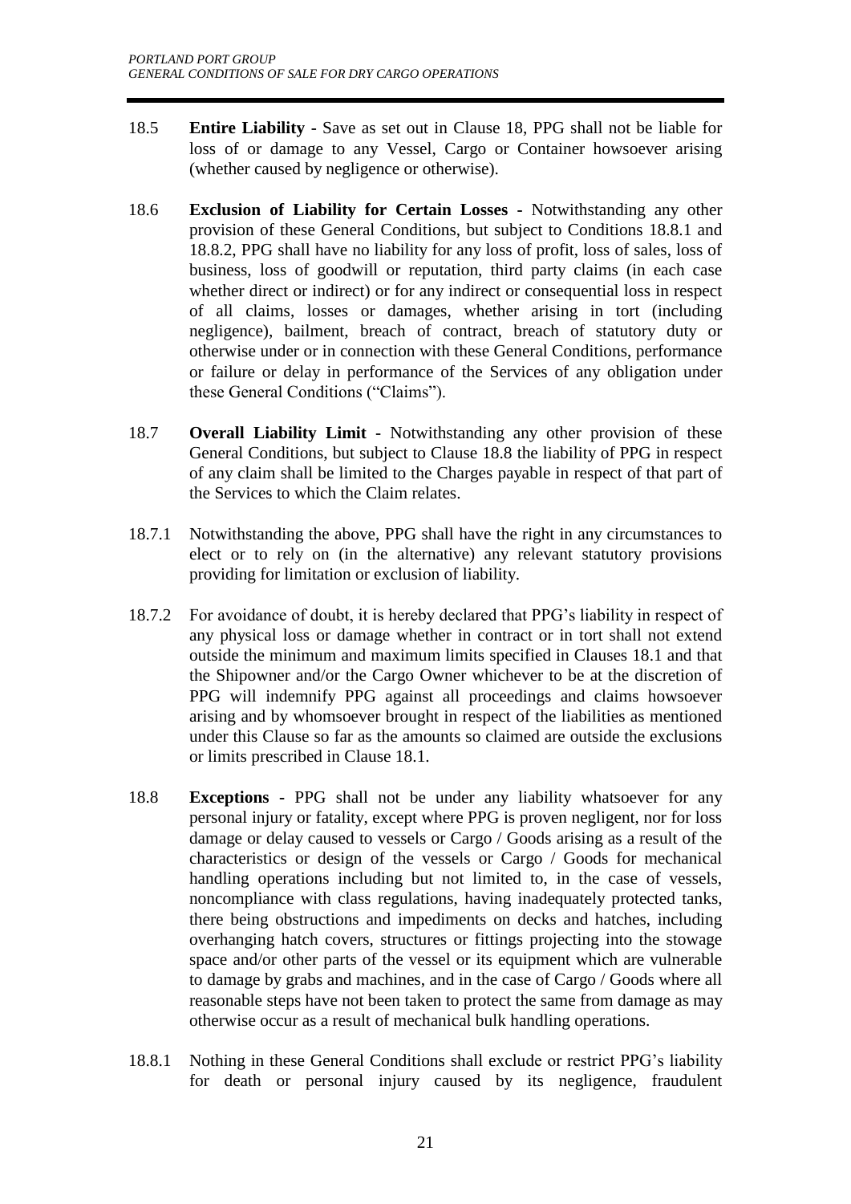18.5 **Entire Liability** - Save as set out in Clause 18, PPG shall not be liable for loss of or damage to any Vessel, Cargo or Container howsoever arising (whether caused by negligence or otherwise).

18.6 **Exclusion of Liability for Certain Losses** - Notwithstanding any other provision of these General Conditions, but subject to Conditions 18.8.1 and 18.8.2, PPG shall have no liability for any loss of profit, loss of sales, loss of business, loss of goodwill or reputation, third party claims (in each case whether direct or indirect) or for any indirect or consequential loss in respect of all claims, losses or damages, whether arising in tort (including negligence), bailment, breach of contract, breach of statutory duty or otherwise under or in connection with these General Conditions, performance or failure or delay in performance of the Services of any obligation under these General Conditions ("Claims").

18.7 **Overall Liability Limit** - Notwithstanding any other provision of these General Conditions, but subject to Clause 18.8 the liability of PPG in respect of any claim shall be limited to the Charges payable in respect of that part of the Services to which the Claim relates.

18.7.1 Notwithstanding the above, PPG shall have the right in any circumstances to elect or to rely on (in the alternative) any relevant statutory provisions providing for limitation or exclusion of liability.

18.7.2 For avoidance of doubt, it is hereby declared that PPG's liability in respect of any physical loss or damage whether in contract or in tort shall not extend outside the minimum and maximum limits specified in Clauses 18.1 and that the Shipowner and/or the Cargo Owner whichever to be at the discretion of PPG will indemnify PPG against all proceedings and claims howsoever arising and by whomsoever brought in respect of the liabilities as mentioned under this Clause so far as the amounts so claimed are outside the exclusions or limits prescribed in Clause 18.1.

18.8 **Exceptions** - PPG shall not be under any liability whatsoever for any personal injury or fatality, except where PPG is proven negligent, nor for loss damage or delay caused to vessels or Cargo / Goods arising as a result of the characteristics or design of the vessels or Cargo / Goods for mechanical handling operations including but not limited to, in the case of vessels, noncompliance with class regulations, having inadequately protected tanks, there being obstructions and impediments on decks and hatches, including overhanging hatch covers, structures or fittings projecting into the stowage space and/or other parts of the vessel or its equipment which are vulnerable to damage by grabs and machines, and in the case of Cargo / Goods where all reasonable steps have not been taken to protect the same from damage as may otherwise occur as a result of mechanical bulk handling operations.

18.8.1 Nothing in these General Conditions shall exclude or restrict PPG's liability for death or personal injury caused by its negligence, fraudulent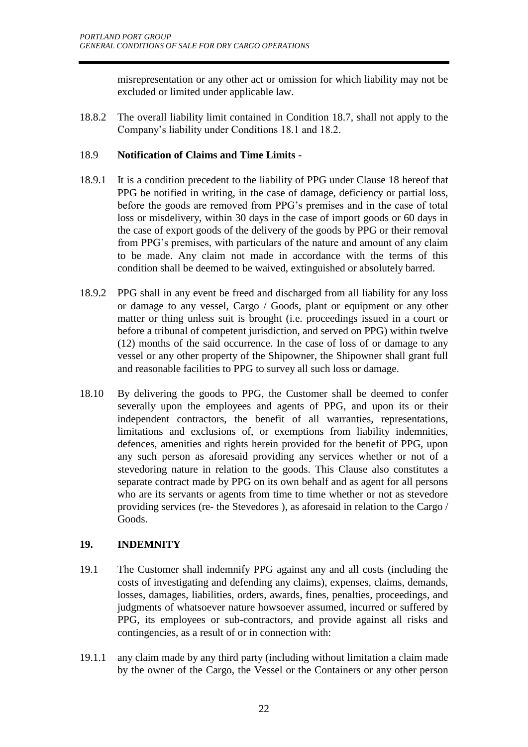misrepresentation or any other act or omission for which liability may not be excluded or limited under applicable law.

18.8.2 The overall liability limit contained in Condition 18.7, shall not apply to the Company's liability under Conditions 18.1 and 18.2.

18.9 **Notification of Claims and Time Limits -**

18.9.1 It is a condition precedent to the liability of PPG under Clause 18 hereof that PPG be notified in writing, in the case of damage, deficiency or partial loss, before the goods are removed from PPG's premises and in the case of total loss or misdelivery, within 30 days in the case of import goods or 60 days in the case of export goods of the delivery of the goods by PPG or their removal from PPG's premises, with particulars of the nature and amount of any claim to be made. Any claim not made in accordance with the terms of this condition shall be deemed to be waived, extinguished or absolutely barred.

18.9.2 PPG shall in any event be freed and discharged from all liability for any loss or damage to any vessel, Cargo / Goods, plant or equipment or any other matter or thing unless suit is brought (i.e. proceedings issued in a court or before a tribunal of competent jurisdiction, and served on PPG) within twelve (12) months of the said occurrence. In the case of loss of or damage to any vessel or any other property of the Shipowner, the Shipowner shall grant full and reasonable facilities to PPG to survey all such loss or damage.

18.10 By delivering the goods to PPG, the Customer shall be deemed to confer severally upon the employees and agents of PPG, and upon its or their independent contractors, the benefit of all warranties, representations, limitations and exclusions of, or exemptions from liability indemnities, defences, amenities and rights herein provided for the benefit of PPG, upon any such person as aforesaid providing any services whether or not of a stevedoring nature in relation to the goods. This Clause also constitutes a separate contract made by PPG on its own behalf and as agent for all persons who are its servants or agents from time to time whether or not as stevedore providing services (re- the Stevedores ), as aforesaid in relation to the Cargo / Goods.

## 19. INDEMNITY

19.1 The Customer shall indemnify PPG against any and all costs (including the costs of investigating and defending any claims), expenses, claims, demands, losses, damages, liabilities, orders, awards, fines, penalties, proceedings, and judgments of whatsoever nature howsoever assumed, incurred or suffered by PPG, its employees or sub-contractors, and provide against all risks and contingencies, as a result of or in connection with:

19.1.1 any claim made by any third party (including without limitation a claim made by the owner of the Cargo, the Vessel or the Containers or any other person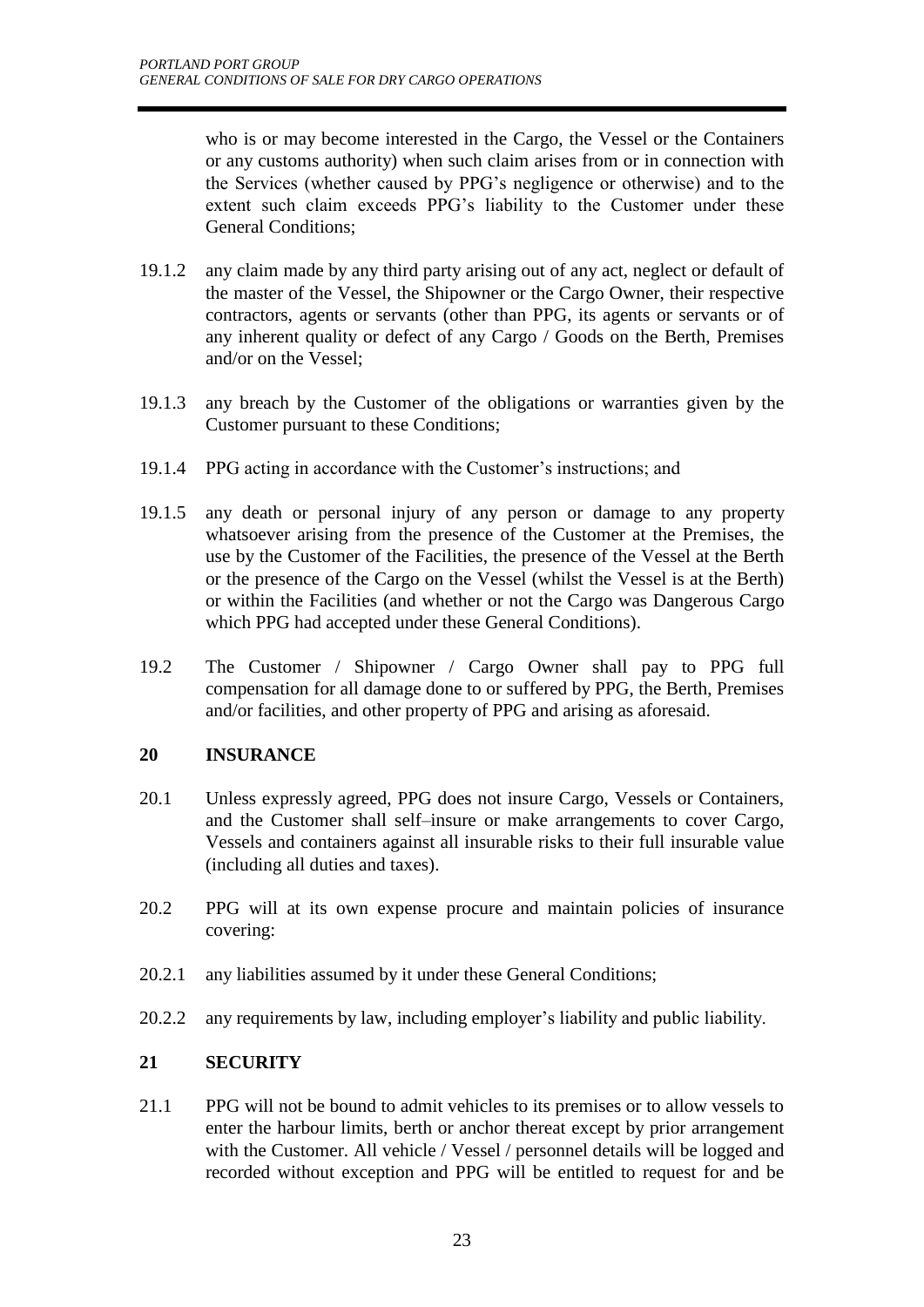who is or may become interested in the Cargo, the Vessel or the Containers or any customs authority) when such claim arises from or in connection with the Services (whether caused by PPG's negligence or otherwise) and to the extent such claim exceeds PPG's liability to the Customer under these General Conditions;

19.1.2 any claim made by any third party arising out of any act, neglect or default of the master of the Vessel, the Shipowner or the Cargo Owner, their respective contractors, agents or servants (other than PPG, its agents or servants or of any inherent quality or defect of any Cargo / Goods on the Berth, Premises and/or on the Vessel;

19.1.3 any breach by the Customer of the obligations or warranties given by the Customer pursuant to these Conditions;

19.1.4 PPG acting in accordance with the Customer's instructions; and

19.1.5 any death or personal injury of any person or damage to any property whatsoever arising from the presence of the Customer at the Premises, the use by the Customer of the Facilities, the presence of the Vessel at the Berth or the presence of the Cargo on the Vessel (whilst the Vessel is at the Berth) or within the Facilities (and whether or not the Cargo was Dangerous Cargo which PPG had accepted under these General Conditions).

19.2 The Customer / Shipowner / Cargo Owner shall pay to PPG full compensation for all damage done to or suffered by PPG, the Berth, Premises and/or facilities, and other property of PPG and arising as aforesaid.

## 20 INSURANCE

20.1 Unless expressly agreed, PPG does not insure Cargo, Vessels or Containers, and the Customer shall self–insure or make arrangements to cover Cargo, Vessels and containers against all insurable risks to their full insurable value (including all duties and taxes).

20.2 PPG will at its own expense procure and maintain policies of insurance covering:

20.2.1 any liabilities assumed by it under these General Conditions;

20.2.2 any requirements by law, including employer's liability and public liability.

## 21 SECURITY

21.1 PPG will not be bound to admit vehicles to its premises or to allow vessels to enter the harbour limits, berth or anchor thereat except by prior arrangement with the Customer. All vehicle / Vessel / personnel details will be logged and recorded without exception and PPG will be entitled to request for and be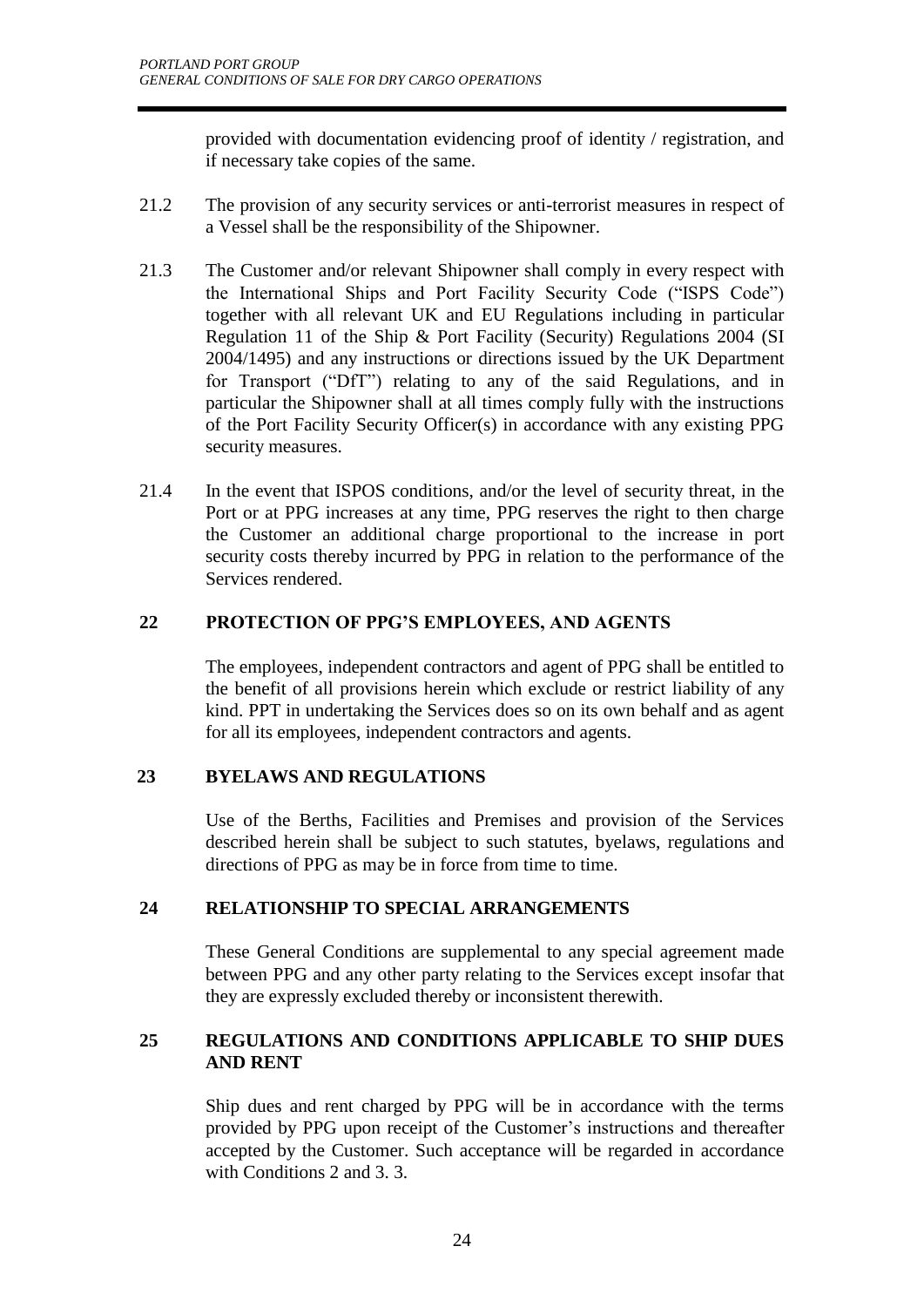provided with documentation evidencing proof of identity / registration, and if necessary take copies of the same.

21.2 The provision of any security services or anti-terrorist measures in respect of a Vessel shall be the responsibility of the Shipowner.

21.3 The Customer and/or relevant Shipowner shall comply in every respect with the International Ships and Port Facility Security Code ("ISPS Code") together with all relevant UK and EU Regulations including in particular Regulation 11 of the Ship & Port Facility (Security) Regulations 2004 (SI 2004/1495) and any instructions or directions issued by the UK Department for Transport ("DfT") relating to any of the said Regulations, and in particular the Shipowner shall at all times comply fully with the instructions of the Port Facility Security Officer(s) in accordance with any existing PPG security measures.

21.4 In the event that ISPOS conditions, and/or the level of security threat, in the Port or at PPG increases at any time, PPG reserves the right to then charge the Customer an additional charge proportional to the increase in port security costs thereby incurred by PPG in relation to the performance of the Services rendered.

## 22 PROTECTION OF PPG'S EMPLOYEES, AND AGENTS

The employees, independent contractors and agent of PPG shall be entitled to the benefit of all provisions herein which exclude or restrict liability of any kind. PPT in undertaking the Services does so on its own behalf and as agent for all its employees, independent contractors and agents.

## 23 BYELAWS AND REGULATIONS

Use of the Berths, Facilities and Premises and provision of the Services described herein shall be subject to such statutes, byelaws, regulations and directions of PPG as may be in force from time to time.

## 24 RELATIONSHIP TO SPECIAL ARRANGEMENTS

These General Conditions are supplemental to any special agreement made between PPG and any other party relating to the Services except insofar that they are expressly excluded thereby or inconsistent therewith.

## 25 REGULATIONS AND CONDITIONS APPLICABLE TO SHIP DUES AND RENT

Ship dues and rent charged by PPG will be in accordance with the terms provided by PPG upon receipt of the Customer's instructions and thereafter accepted by the Customer. Such acceptance will be regarded in accordance with Conditions 2 and 3. 3.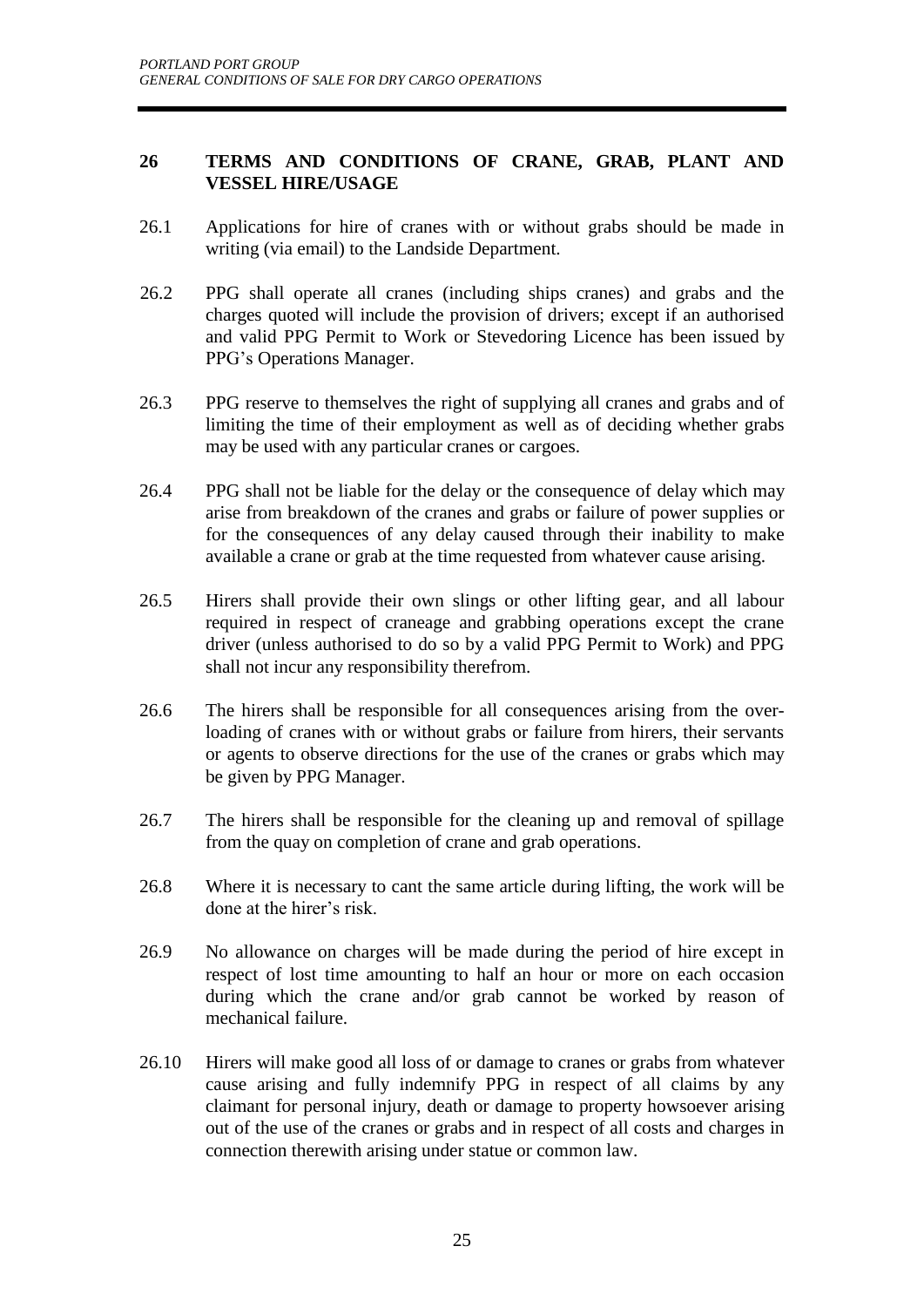## 26 TERMS AND CONDITIONS OF CRANE, GRAB, PLANT AND VESSEL HIRE/USAGE

26.1 Applications for hire of cranes with or without grabs should be made in writing (via email) to the Landside Department.

26.2 PPG shall operate all cranes (including ships cranes) and grabs and the charges quoted will include the provision of drivers; except if an authorised and valid PPG Permit to Work or Stevedoring Licence has been issued by PPG's Operations Manager.

26.3 PPG reserve to themselves the right of supplying all cranes and grabs and of limiting the time of their employment as well as of deciding whether grabs may be used with any particular cranes or cargoes.

26.4 PPG shall not be liable for the delay or the consequence of delay which may arise from breakdown of the cranes and grabs or failure of power supplies or for the consequences of any delay caused through their inability to make available a crane or grab at the time requested from whatever cause arising.

26.5 Hirers shall provide their own slings or other lifting gear, and all labour required in respect of craneage and grabbing operations except the crane driver (unless authorised to do so by a valid PPG Permit to Work) and PPG shall not incur any responsibility therefrom.

26.6 The hirers shall be responsible for all consequences arising from the over-loading of cranes with or without grabs or failure from hirers, their servants or agents to observe directions for the use of the cranes or grabs which may be given by PPG Manager.

26.7 The hirers shall be responsible for the cleaning up and removal of spillage from the quay on completion of crane and grab operations.

26.8 Where it is necessary to cant the same article during lifting, the work will be done at the hirer's risk.

26.9 No allowance on charges will be made during the period of hire except in respect of lost time amounting to half an hour or more on each occasion during which the crane and/or grab cannot be worked by reason of mechanical failure.

26.10 Hirers will make good all loss of or damage to cranes or grabs from whatever cause arising and fully indemnify PPG in respect of all claims by any claimant for personal injury, death or damage to property howsoever arising out of the use of the cranes or grabs and in respect of all costs and charges in connection therewith arising under statue or common law.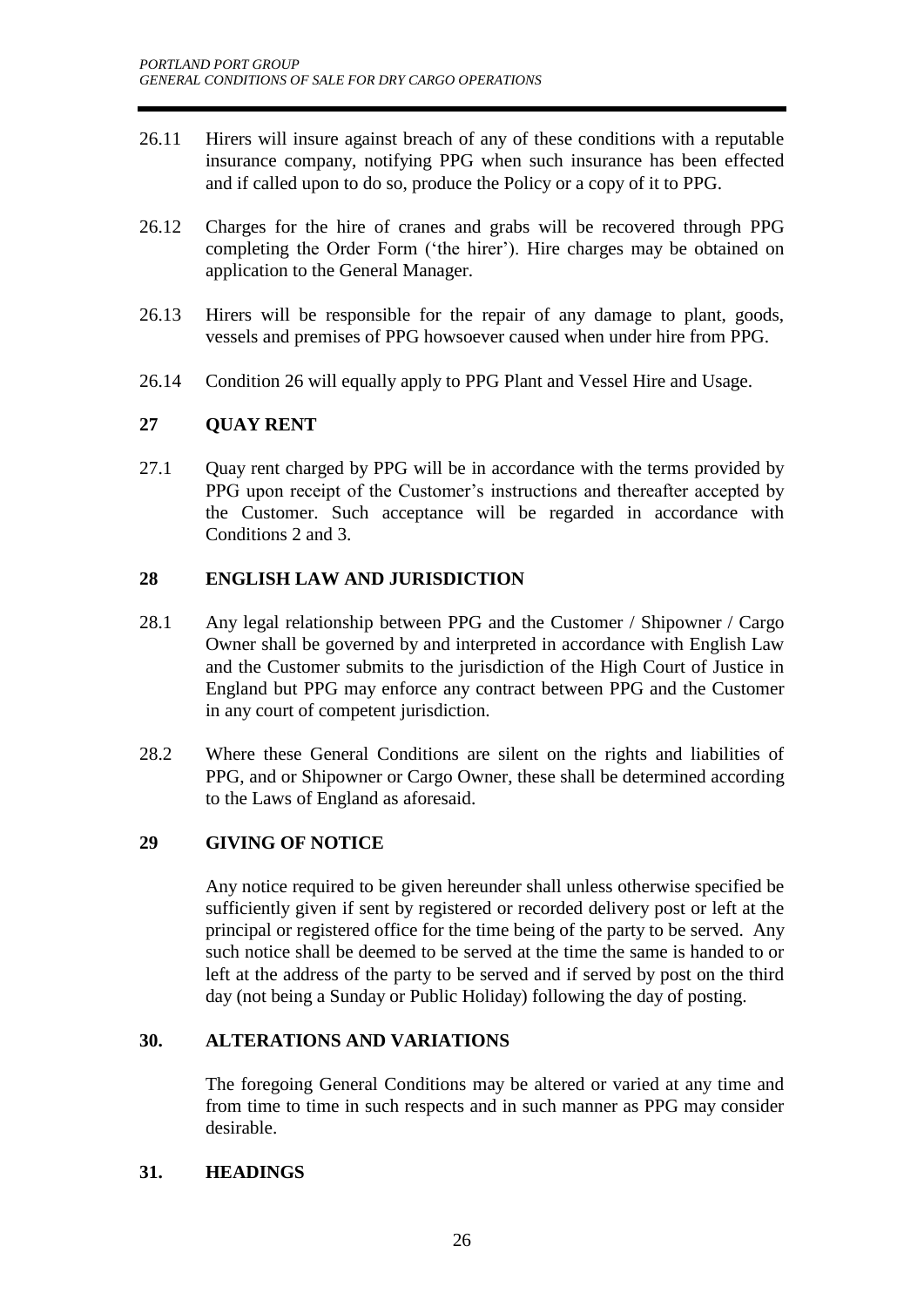26.11 Hirers will insure against breach of any of these conditions with a reputable insurance company, notifying PPG when such insurance has been effected and if called upon to do so, produce the Policy or a copy of it to PPG.

26.12 Charges for the hire of cranes and grabs will be recovered through PPG completing the Order Form ('the hirer'). Hire charges may be obtained on application to the General Manager.

26.13 Hirers will be responsible for the repair of any damage to plant, goods, vessels and premises of PPG howsoever caused when under hire from PPG.

26.14 Condition 26 will equally apply to PPG Plant and Vessel Hire and Usage.

## 27 QUAY RENT

27.1 Quay rent charged by PPG will be in accordance with the terms provided by PPG upon receipt of the Customer's instructions and thereafter accepted by the Customer. Such acceptance will be regarded in accordance with Conditions 2 and 3.

## 28 ENGLISH LAW AND JURISDICTION

28.1 Any legal relationship between PPG and the Customer / Shipowner / Cargo Owner shall be governed by and interpreted in accordance with English Law and the Customer submits to the jurisdiction of the High Court of Justice in England but PPG may enforce any contract between PPG and the Customer in any court of competent jurisdiction.

28.2 Where these General Conditions are silent on the rights and liabilities of PPG, and or Shipowner or Cargo Owner, these shall be determined according to the Laws of England as aforesaid.

## 29 GIVING OF NOTICE

Any notice required to be given hereunder shall unless otherwise specified be sufficiently given if sent by registered or recorded delivery post or left at the principal or registered office for the time being of the party to be served. Any such notice shall be deemed to be served at the time the same is handed to or left at the address of the party to be served and if served by post on the third day (not being a Sunday or Public Holiday) following the day of posting.

## 30. ALTERATIONS AND VARIATIONS

The foregoing General Conditions may be altered or varied at any time and from time to time in such respects and in such manner as PPG may consider desirable.

## 31. HEADINGS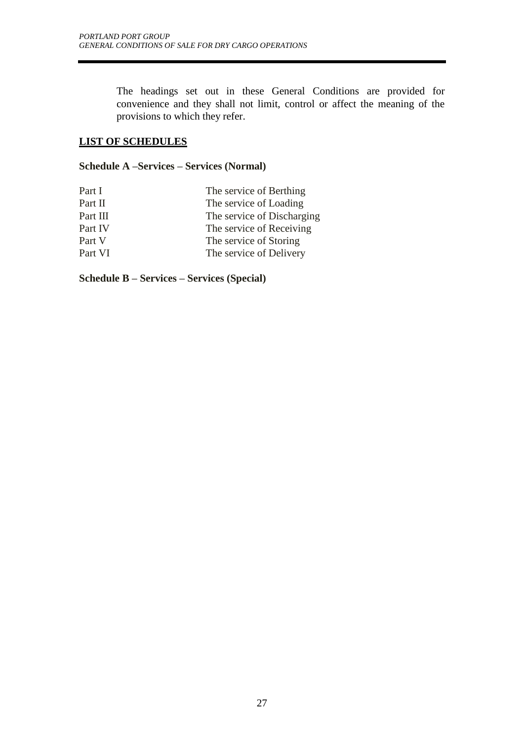The headings set out in these General Conditions are provided for convenience and they shall not limit, control or affect the meaning of the provisions to which they refer.

## LIST OF SCHEDULES

**Schedule A –Services – Services (Normal)**

| | |
|---|---|
| Part I | The service of Berthing |
| Part II | The service of Loading |
| Part III | The service of Discharging |
| Part IV | The service of Receiving |
| Part V | The service of Storing |
| Part VI | The service of Delivery |

**Schedule B – Services – Services (Special)**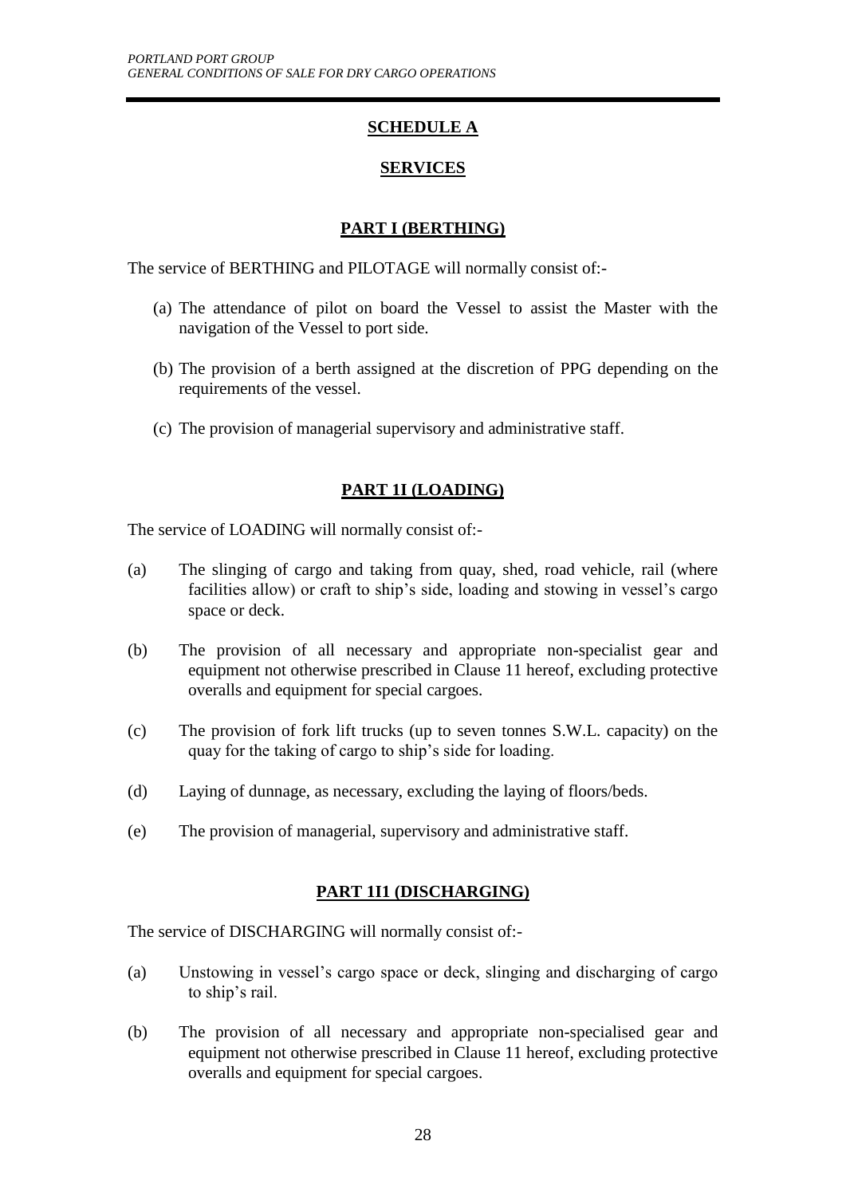## SCHEDULE A

## SERVICES

### PART I (BERTHING)

The service of BERTHING and PILOTAGE will normally consist of:-

(a) The attendance of pilot on board the Vessel to assist the Master with the navigation of the Vessel to port side.

(b) The provision of a berth assigned at the discretion of PPG depending on the requirements of the vessel.

(c) The provision of managerial supervisory and administrative staff.

### PART 1I (LOADING)

The service of LOADING will normally consist of:-

(a) The slinging of cargo and taking from quay, shed, road vehicle, rail (where facilities allow) or craft to ship's side, loading and stowing in vessel's cargo space or deck.

(b) The provision of all necessary and appropriate non-specialist gear and equipment not otherwise prescribed in Clause 11 hereof, excluding protective overalls and equipment for special cargoes.

(c) The provision of fork lift trucks (up to seven tonnes S.W.L. capacity) on the quay for the taking of cargo to ship's side for loading.

(d) Laying of dunnage, as necessary, excluding the laying of floors/beds.

(e) The provision of managerial, supervisory and administrative staff.

### PART 1I1 (DISCHARGING)

The service of DISCHARGING will normally consist of:-

(a) Unstowing in vessel's cargo space or deck, slinging and discharging of cargo to ship's rail.

(b) The provision of all necessary and appropriate non-specialised gear and equipment not otherwise prescribed in Clause 11 hereof, excluding protective overalls and equipment for special cargoes.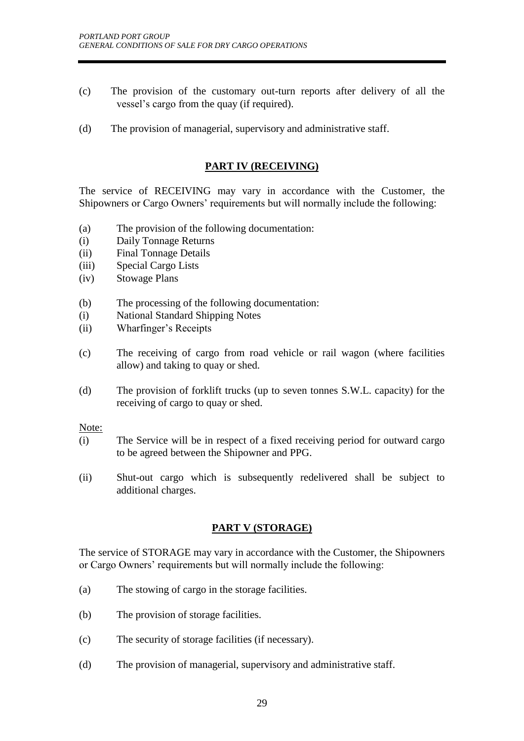(c) The provision of the customary out-turn reports after delivery of all the vessel's cargo from the quay (if required).

(d) The provision of managerial, supervisory and administrative staff.

## PART IV (RECEIVING)

The service of RECEIVING may vary in accordance with the Customer, the Shipowners or Cargo Owners' requirements but will normally include the following:

(a) The provision of the following documentation:
(i) Daily Tonnage Returns
(ii) Final Tonnage Details
(iii) Special Cargo Lists
(iv) Stowage Plans

(b) The processing of the following documentation:
(i) National Standard Shipping Notes
(ii) Wharfinger's Receipts

(c) The receiving of cargo from road vehicle or rail wagon (where facilities allow) and taking to quay or shed.

(d) The provision of forklift trucks (up to seven tonnes S.W.L. capacity) for the receiving of cargo to quay or shed.

Note:
(i) The Service will be in respect of a fixed receiving period for outward cargo to be agreed between the Shipowner and PPG.

(ii) Shut-out cargo which is subsequently redelivered shall be subject to additional charges.

## PART V (STORAGE)

The service of STORAGE may vary in accordance with the Customer, the Shipowners or Cargo Owners' requirements but will normally include the following:

(a) The stowing of cargo in the storage facilities.

(b) The provision of storage facilities.

(c) The security of storage facilities (if necessary).

(d) The provision of managerial, supervisory and administrative staff.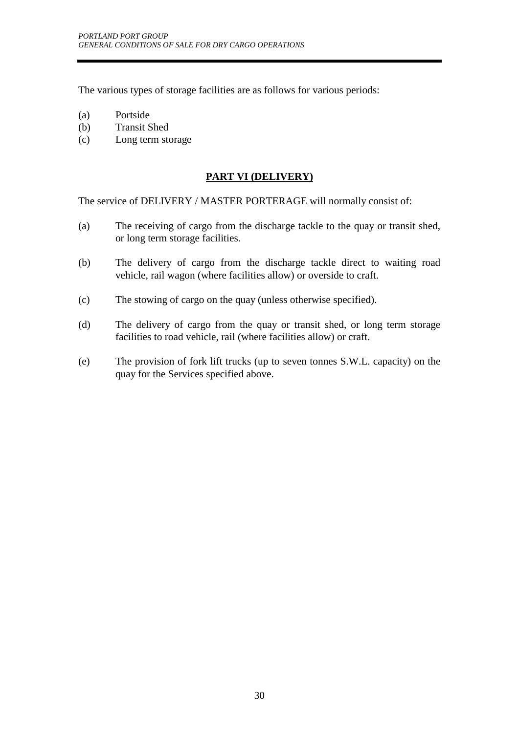The various types of storage facilities are as follows for various periods:

(a) Portside
(b) Transit Shed
(c) Long term storage

## PART VI (DELIVERY)

The service of DELIVERY / MASTER PORTERAGE will normally consist of:

(a) The receiving of cargo from the discharge tackle to the quay or transit shed, or long term storage facilities.

(b) The delivery of cargo from the discharge tackle direct to waiting road vehicle, rail wagon (where facilities allow) or overside to craft.

(c) The stowing of cargo on the quay (unless otherwise specified).

(d) The delivery of cargo from the quay or transit shed, or long term storage facilities to road vehicle, rail (where facilities allow) or craft.

(e) The provision of fork lift trucks (up to seven tonnes S.W.L. capacity) on the quay for the Services specified above.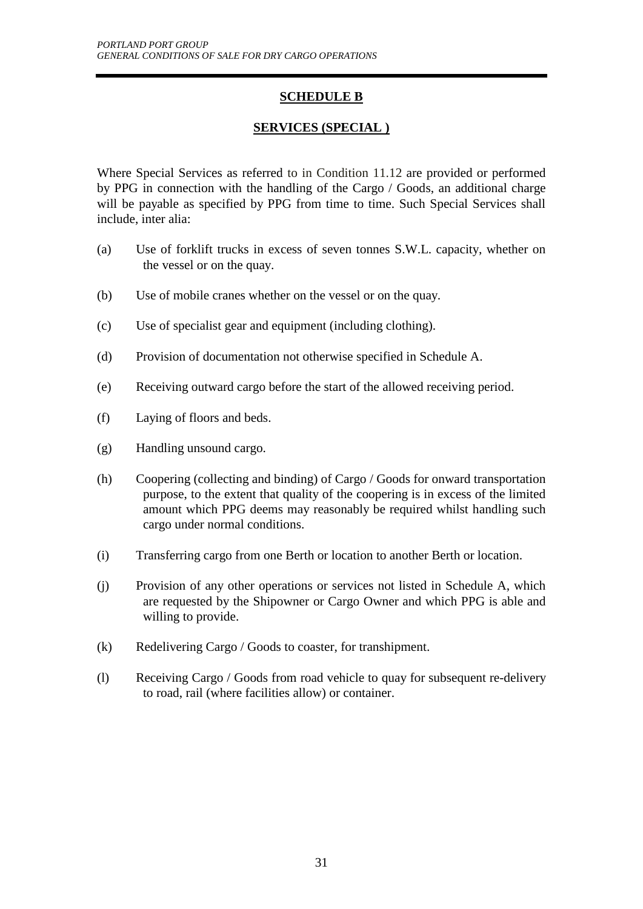# SCHEDULE B

## SERVICES (SPECIAL )

Where Special Services as referred to in Condition 11.12 are provided or performed by PPG in connection with the handling of the Cargo / Goods, an additional charge will be payable as specified by PPG from time to time. Such Special Services shall include, inter alia:

(a) Use of forklift trucks in excess of seven tonnes S.W.L. capacity, whether on the vessel or on the quay.

(b) Use of mobile cranes whether on the vessel or on the quay.

(c) Use of specialist gear and equipment (including clothing).

(d) Provision of documentation not otherwise specified in Schedule A.

(e) Receiving outward cargo before the start of the allowed receiving period.

(f) Laying of floors and beds.

(g) Handling unsound cargo.

(h) Coopering (collecting and binding) of Cargo / Goods for onward transportation purpose, to the extent that quality of the coopering is in excess of the limited amount which PPG deems may reasonably be required whilst handling such cargo under normal conditions.

(i) Transferring cargo from one Berth or location to another Berth or location.

(j) Provision of any other operations or services not listed in Schedule A, which are requested by the Shipowner or Cargo Owner and which PPG is able and willing to provide.

(k) Redelivering Cargo / Goods to coaster, for transhipment.

(l) Receiving Cargo / Goods from road vehicle to quay for subsequent re-delivery to road, rail (where facilities allow) or container.